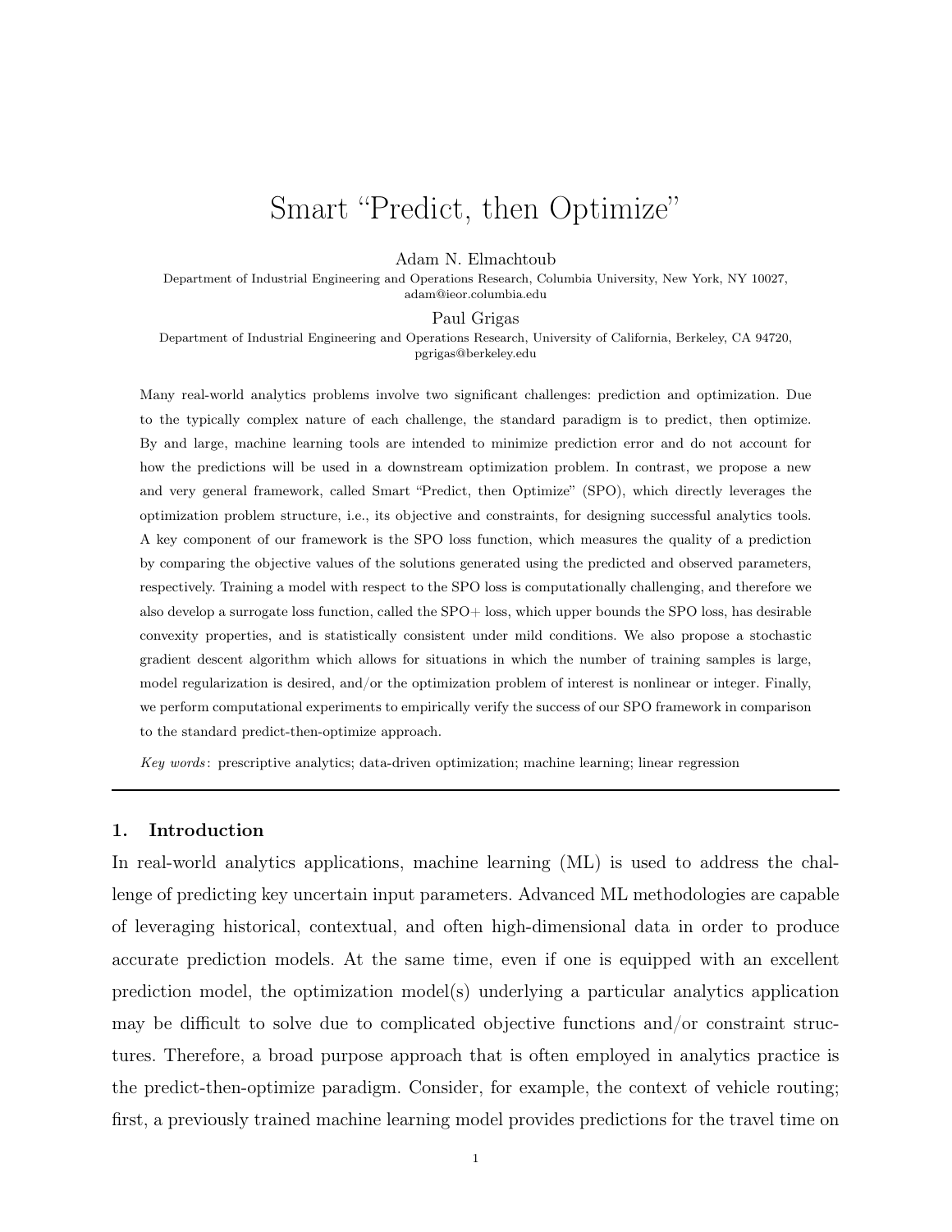// Smart "Predict, then Optimize"

Adam N. Elmachtoub

Department of Industrial Engineering and Operations Research, Columbia University, New York, NY 10027, adam@ieor.columbia.edu

Paul Grigas

Department of Industrial Engineering and Operations Research, University of California, Berkeley, CA 94720, pgrigas@berkeley.edu

Many real-world analytics problems involve two significant challenges: prediction and optimization. Due to the typically complex nature of each challenge, the standard paradigm is to predict, then optimize. By and large, machine learning tools are intended to minimize prediction error and do not account for how the predictions will be used in a downstream optimization problem. In contrast, we propose a new and very general framework, called Smart "Predict, then Optimize" (SPO), which directly leverages the optimization problem structure, i.e., its objective and constraints, for designing successful analytics tools. A key component of our framework is the SPO loss function, which measures the quality of a prediction by comparing the objective values of the solutions generated using the predicted and observed parameters, respectively. Training a model with respect to the SPO loss is computationally challenging, and therefore we also develop a surrogate loss function, called the SPO+ loss, which upper bounds the SPO loss, has desirable convexity properties, and is statistically consistent under mild conditions. We also propose a stochastic gradient descent algorithm which allows for situations in which the number of training samples is large, model regularization is desired, and/or the optimization problem of interest is nonlinear or integer. Finally, we perform computational experiments to empirically verify the success of our SPO framework in comparison to the standard predict-then-optimize approach.

*Key words*: prescriptive analytics; data-driven optimization; machine learning; linear regression

## 1. Introduction

In real-world analytics applications, machine learning (ML) is used to address the challenge of predicting key uncertain input parameters. Advanced ML methodologies are capable of leveraging historical, contextual, and often high-dimensional data in order to produce accurate prediction models. At the same time, even if one is equipped with an excellent prediction model, the optimization model(s) underlying a particular analytics application may be difficult to solve due to complicated objective functions and/or constraint structures. Therefore, a broad purpose approach that is often employed in analytics practice is the predict-then-optimize paradigm. Consider, for example, the context of vehicle routing; first, a previously trained machine learning model provides predictions for the travel time on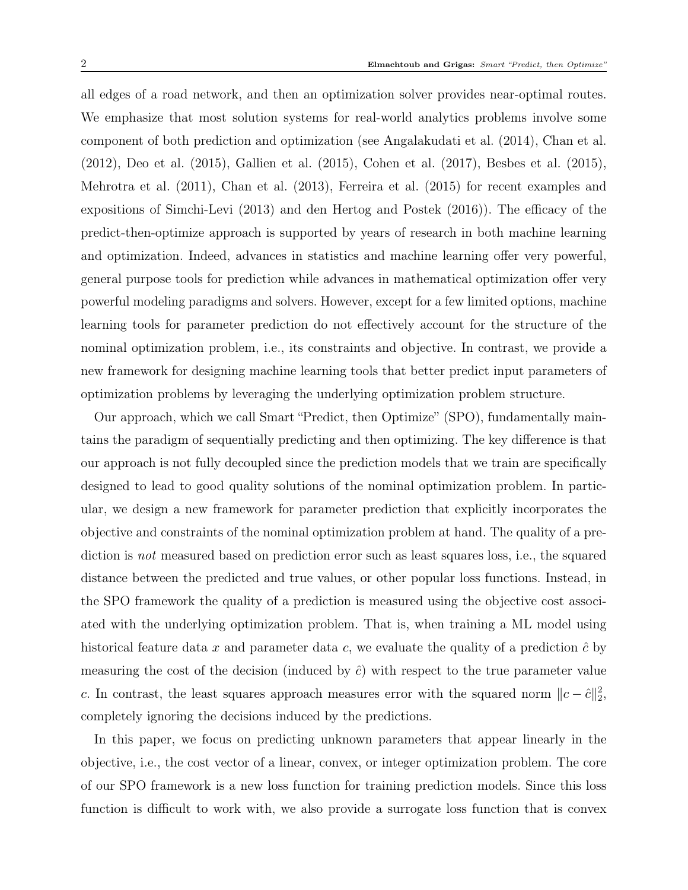all edges of a road network, and then an optimization solver provides near-optimal routes. We emphasize that most solution systems for real-world analytics problems involve some component of both prediction and optimization (see Angalakudati et al. (2014), Chan et al. (2012), Deo et al. (2015), Gallien et al. (2015), Cohen et al. (2017), Besbes et al. (2015), Mehrotra et al. (2011), Chan et al. (2013), Ferreira et al. (2015) for recent examples and expositions of Simchi-Levi (2013) and den Hertog and Postek (2016)). The efficacy of the predict-then-optimize approach is supported by years of research in both machine learning and optimization. Indeed, advances in statistics and machine learning offer very powerful, general purpose tools for prediction while advances in mathematical optimization offer very powerful modeling paradigms and solvers. However, except for a few limited options, machine learning tools for parameter prediction do not effectively account for the structure of the nominal optimization problem, i.e., its constraints and objective. In contrast, we provide a new framework for designing machine learning tools that better predict input parameters of optimization problems by leveraging the underlying optimization problem structure.

Our approach, which we call Smart "Predict, then Optimize" (SPO), fundamentally maintains the paradigm of sequentially predicting and then optimizing. The key difference is that our approach is not fully decoupled since the prediction models that we train are specifically designed to lead to good quality solutions of the nominal optimization problem. In particular, we design a new framework for parameter prediction that explicitly incorporates the objective and constraints of the nominal optimization problem at hand. The quality of a prediction is *not* measured based on prediction error such as least squares loss, i.e., the squared distance between the predicted and true values, or other popular loss functions. Instead, in the SPO framework the quality of a prediction is measured using the objective cost associated with the underlying optimization problem. That is, when training a ML model using historical feature data $x$ and parameter data $c$, we evaluate the quality of a prediction $\hat{c}$ by measuring the cost of the decision (induced by $\hat{c}$) with respect to the true parameter value $c$. In contrast, the least squares approach measures error with the squared norm $\|c - \hat{c}\|_2^2$, completely ignoring the decisions induced by the predictions.

In this paper, we focus on predicting unknown parameters that appear linearly in the objective, i.e., the cost vector of a linear, convex, or integer optimization problem. The core of our SPO framework is a new loss function for training prediction models. Since this loss function is difficult to work with, we also provide a surrogate loss function that is convex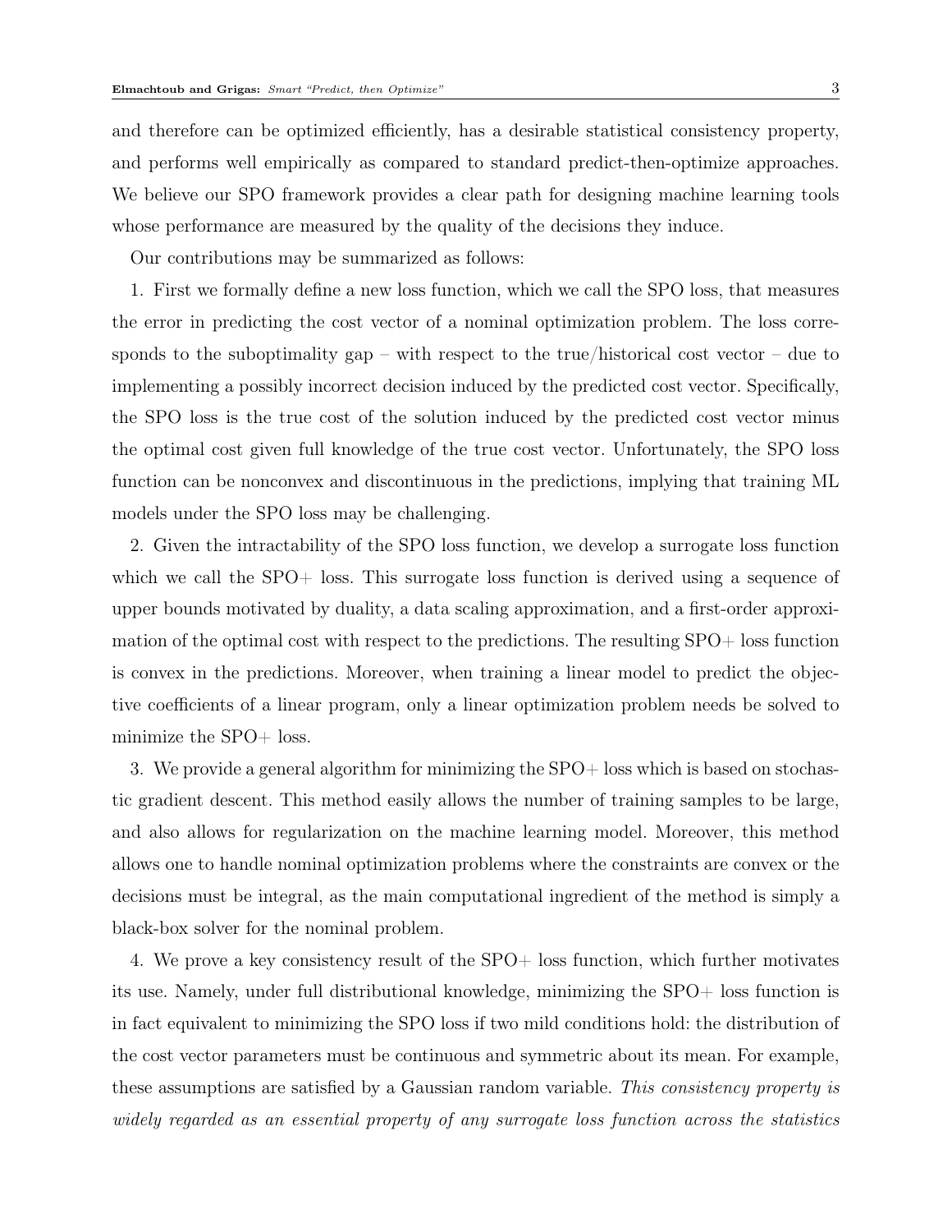and therefore can be optimized efficiently, has a desirable statistical consistency property, and performs well empirically as compared to standard predict-then-optimize approaches. We believe our SPO framework provides a clear path for designing machine learning tools whose performance are measured by the quality of the decisions they induce.

Our contributions may be summarized as follows:

1. First we formally define a new loss function, which we call the SPO loss, that measures the error in predicting the cost vector of a nominal optimization problem. The loss corresponds to the suboptimality gap – with respect to the true/historical cost vector – due to implementing a possibly incorrect decision induced by the predicted cost vector. Specifically, the SPO loss is the true cost of the solution induced by the predicted cost vector minus the optimal cost given full knowledge of the true cost vector. Unfortunately, the SPO loss function can be nonconvex and discontinuous in the predictions, implying that training ML models under the SPO loss may be challenging.

2. Given the intractability of the SPO loss function, we develop a surrogate loss function which we call the SPO+ loss. This surrogate loss function is derived using a sequence of upper bounds motivated by duality, a data scaling approximation, and a first-order approximation of the optimal cost with respect to the predictions. The resulting SPO+ loss function is convex in the predictions. Moreover, when training a linear model to predict the objective coefficients of a linear program, only a linear optimization problem needs be solved to minimize the SPO+ loss.

3. We provide a general algorithm for minimizing the SPO+ loss which is based on stochastic gradient descent. This method easily allows the number of training samples to be large, and also allows for regularization on the machine learning model. Moreover, this method allows one to handle nominal optimization problems where the constraints are convex or the decisions must be integral, as the main computational ingredient of the method is simply a black-box solver for the nominal problem.

4. We prove a key consistency result of the SPO+ loss function, which further motivates its use. Namely, under full distributional knowledge, minimizing the SPO+ loss function is in fact equivalent to minimizing the SPO loss if two mild conditions hold: the distribution of the cost vector parameters must be continuous and symmetric about its mean. For example, these assumptions are satisfied by a Gaussian random variable. *This consistency property is widely regarded as an essential property of any surrogate loss function across the statistics*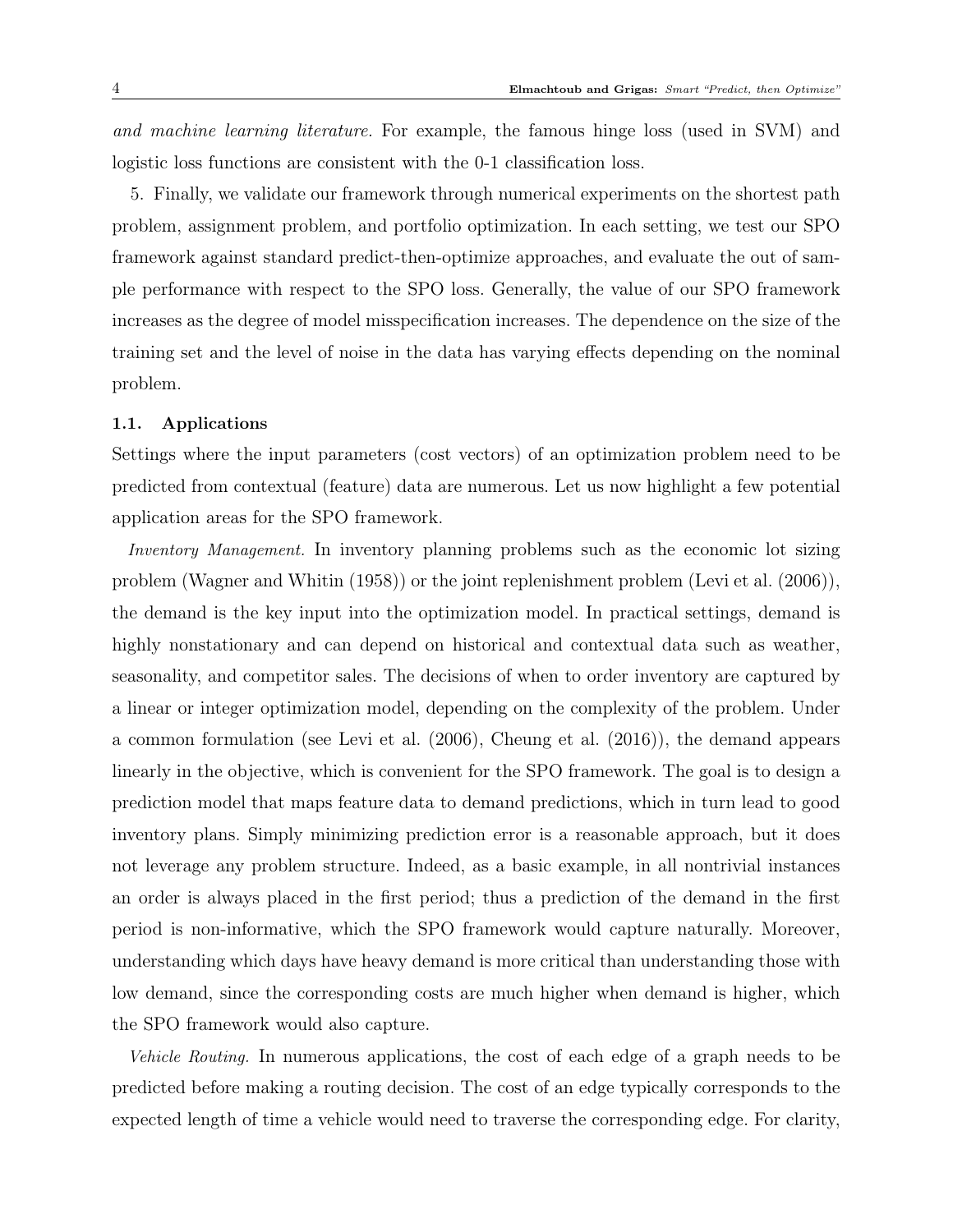*and machine learning literature.* For example, the famous hinge loss (used in SVM) and logistic loss functions are consistent with the 0-1 classification loss.

5. Finally, we validate our framework through numerical experiments on the shortest path problem, assignment problem, and portfolio optimization. In each setting, we test our SPO framework against standard predict-then-optimize approaches, and evaluate the out of sample performance with respect to the SPO loss. Generally, the value of our SPO framework increases as the degree of model misspecification increases. The dependence on the size of the training set and the level of noise in the data has varying effects depending on the nominal problem.

### 1.1. Applications

Settings where the input parameters (cost vectors) of an optimization problem need to be predicted from contextual (feature) data are numerous. Let us now highlight a few potential application areas for the SPO framework.

*Inventory Management.* In inventory planning problems such as the economic lot sizing problem (Wagner and Whitin (1958)) or the joint replenishment problem (Levi et al. (2006)), the demand is the key input into the optimization model. In practical settings, demand is highly nonstationary and can depend on historical and contextual data such as weather, seasonality, and competitor sales. The decisions of when to order inventory are captured by a linear or integer optimization model, depending on the complexity of the problem. Under a common formulation (see Levi et al. (2006), Cheung et al. (2016)), the demand appears linearly in the objective, which is convenient for the SPO framework. The goal is to design a prediction model that maps feature data to demand predictions, which in turn lead to good inventory plans. Simply minimizing prediction error is a reasonable approach, but it does not leverage any problem structure. Indeed, as a basic example, in all nontrivial instances an order is always placed in the first period; thus a prediction of the demand in the first period is non-informative, which the SPO framework would capture naturally. Moreover, understanding which days have heavy demand is more critical than understanding those with low demand, since the corresponding costs are much higher when demand is higher, which the SPO framework would also capture.

*Vehicle Routing.* In numerous applications, the cost of each edge of a graph needs to be predicted before making a routing decision. The cost of an edge typically corresponds to the expected length of time a vehicle would need to traverse the corresponding edge. For clarity,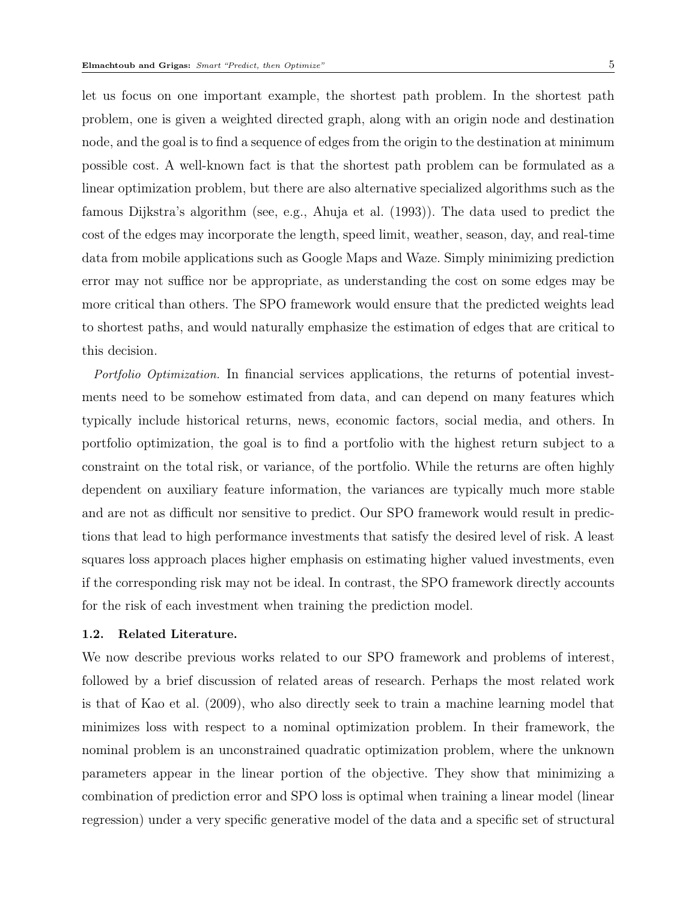let us focus on one important example, the shortest path problem. In the shortest path problem, one is given a weighted directed graph, along with an origin node and destination node, and the goal is to find a sequence of edges from the origin to the destination at minimum possible cost. A well-known fact is that the shortest path problem can be formulated as a linear optimization problem, but there are also alternative specialized algorithms such as the famous Dijkstra's algorithm (see, e.g., Ahuja et al. (1993)). The data used to predict the cost of the edges may incorporate the length, speed limit, weather, season, day, and real-time data from mobile applications such as Google Maps and Waze. Simply minimizing prediction error may not suffice nor be appropriate, as understanding the cost on some edges may be more critical than others. The SPO framework would ensure that the predicted weights lead to shortest paths, and would naturally emphasize the estimation of edges that are critical to this decision.

*Portfolio Optimization.* In financial services applications, the returns of potential investments need to be somehow estimated from data, and can depend on many features which typically include historical returns, news, economic factors, social media, and others. In portfolio optimization, the goal is to find a portfolio with the highest return subject to a constraint on the total risk, or variance, of the portfolio. While the returns are often highly dependent on auxiliary feature information, the variances are typically much more stable and are not as difficult nor sensitive to predict. Our SPO framework would result in predictions that lead to high performance investments that satisfy the desired level of risk. A least squares loss approach places higher emphasis on estimating higher valued investments, even if the corresponding risk may not be ideal. In contrast, the SPO framework directly accounts for the risk of each investment when training the prediction model.

### 1.2. Related Literature.

We now describe previous works related to our SPO framework and problems of interest, followed by a brief discussion of related areas of research. Perhaps the most related work is that of Kao et al. (2009), who also directly seek to train a machine learning model that minimizes loss with respect to a nominal optimization problem. In their framework, the nominal problem is an unconstrained quadratic optimization problem, where the unknown parameters appear in the linear portion of the objective. They show that minimizing a combination of prediction error and SPO loss is optimal when training a linear model (linear regression) under a very specific generative model of the data and a specific set of structural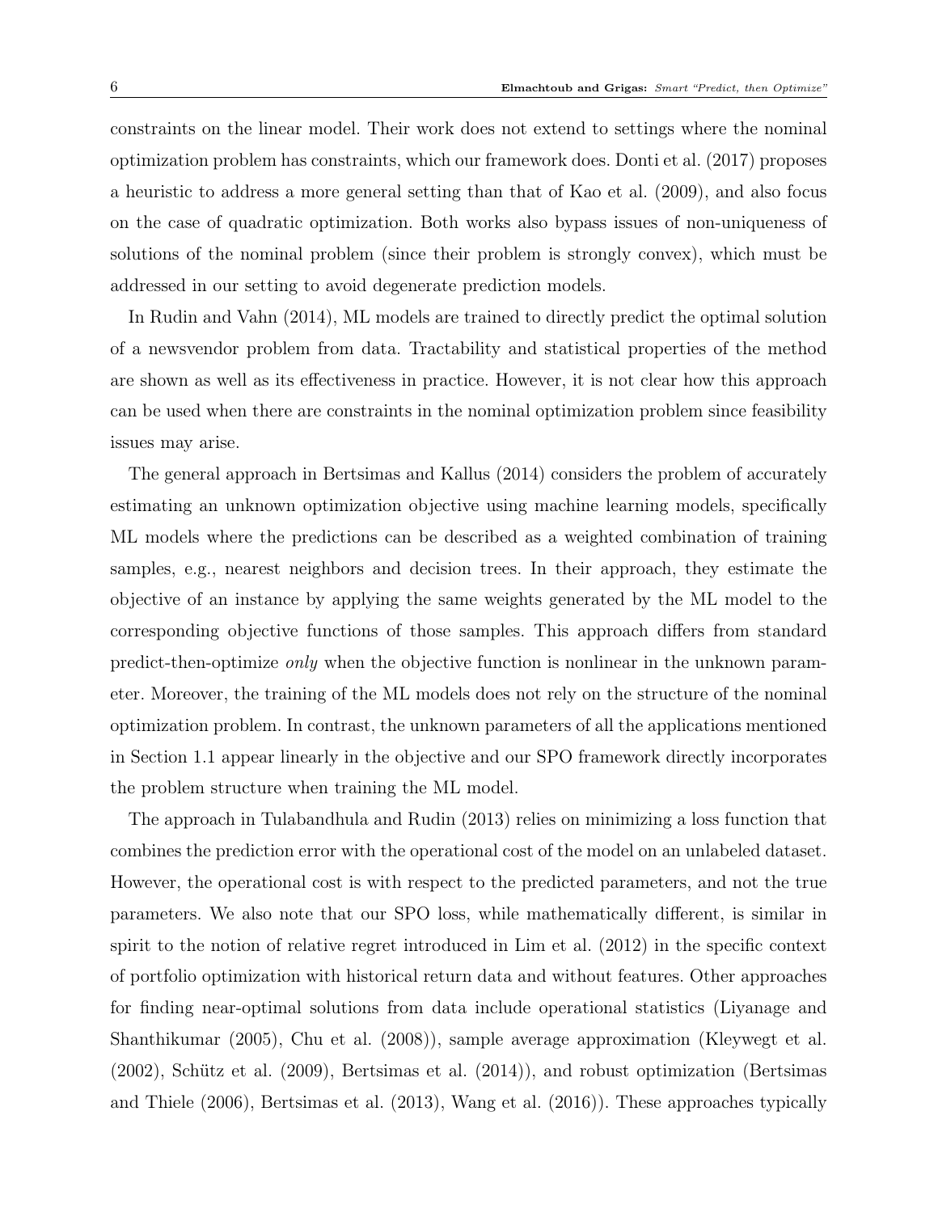constraints on the linear model. Their work does not extend to settings where the nominal optimization problem has constraints, which our framework does. Donti et al. (2017) proposes a heuristic to address a more general setting than that of Kao et al. (2009), and also focus on the case of quadratic optimization. Both works also bypass issues of non-uniqueness of solutions of the nominal problem (since their problem is strongly convex), which must be addressed in our setting to avoid degenerate prediction models.

In Rudin and Vahn (2014), ML models are trained to directly predict the optimal solution of a newsvendor problem from data. Tractability and statistical properties of the method are shown as well as its effectiveness in practice. However, it is not clear how this approach can be used when there are constraints in the nominal optimization problem since feasibility issues may arise.

The general approach in Bertsimas and Kallus (2014) considers the problem of accurately estimating an unknown optimization objective using machine learning models, specifically ML models where the predictions can be described as a weighted combination of training samples, e.g., nearest neighbors and decision trees. In their approach, they estimate the objective of an instance by applying the same weights generated by the ML model to the corresponding objective functions of those samples. This approach differs from standard predict-then-optimize *only* when the objective function is nonlinear in the unknown parameter. Moreover, the training of the ML models does not rely on the structure of the nominal optimization problem. In contrast, the unknown parameters of all the applications mentioned in Section 1.1 appear linearly in the objective and our SPO framework directly incorporates the problem structure when training the ML model.

The approach in Tulabandhula and Rudin (2013) relies on minimizing a loss function that combines the prediction error with the operational cost of the model on an unlabeled dataset. However, the operational cost is with respect to the predicted parameters, and not the true parameters. We also note that our SPO loss, while mathematically different, is similar in spirit to the notion of relative regret introduced in Lim et al. (2012) in the specific context of portfolio optimization with historical return data and without features. Other approaches for finding near-optimal solutions from data include operational statistics (Liyanage and Shanthikumar (2005), Chu et al. (2008)), sample average approximation (Kleywegt et al. (2002), Schütz et al. (2009), Bertsimas et al. (2014)), and robust optimization (Bertsimas and Thiele (2006), Bertsimas et al. (2013), Wang et al. (2016)). These approaches typically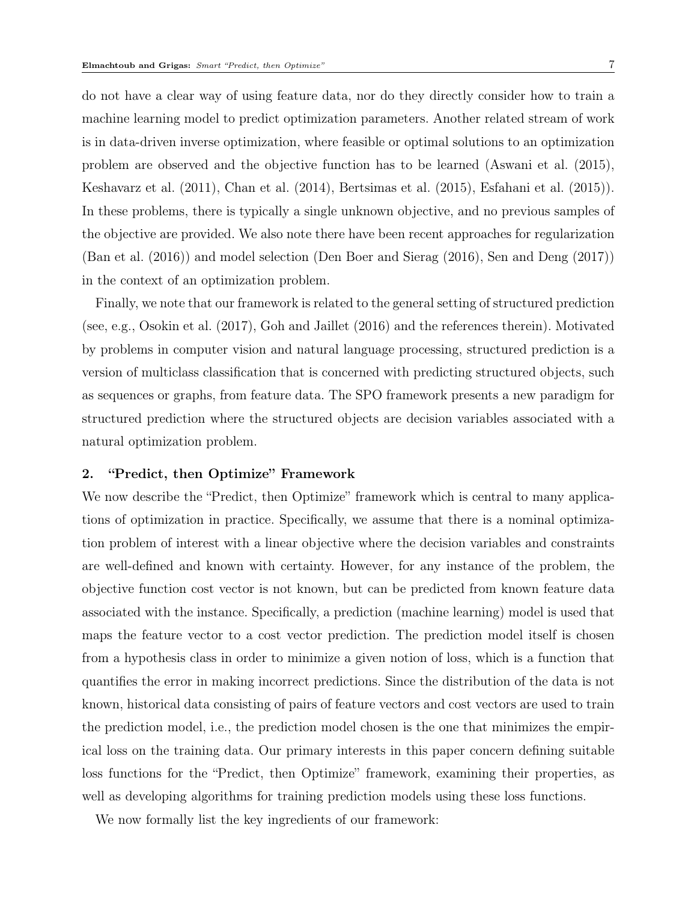do not have a clear way of using feature data, nor do they directly consider how to train a machine learning model to predict optimization parameters. Another related stream of work is in data-driven inverse optimization, where feasible or optimal solutions to an optimization problem are observed and the objective function has to be learned (Aswani et al. (2015), Keshavarz et al. (2011), Chan et al. (2014), Bertsimas et al. (2015), Esfahani et al. (2015)). In these problems, there is typically a single unknown objective, and no previous samples of the objective are provided. We also note there have been recent approaches for regularization (Ban et al. (2016)) and model selection (Den Boer and Sierag (2016), Sen and Deng (2017)) in the context of an optimization problem.

Finally, we note that our framework is related to the general setting of structured prediction (see, e.g., Osokin et al. (2017), Goh and Jaillet (2016) and the references therein). Motivated by problems in computer vision and natural language processing, structured prediction is a version of multiclass classification that is concerned with predicting structured objects, such as sequences or graphs, from feature data. The SPO framework presents a new paradigm for structured prediction where the structured objects are decision variables associated with a natural optimization problem.

## 2. "Predict, then Optimize" Framework

We now describe the "Predict, then Optimize" framework which is central to many applications of optimization in practice. Specifically, we assume that there is a nominal optimization problem of interest with a linear objective where the decision variables and constraints are well-defined and known with certainty. However, for any instance of the problem, the objective function cost vector is not known, but can be predicted from known feature data associated with the instance. Specifically, a prediction (machine learning) model is used that maps the feature vector to a cost vector prediction. The prediction model itself is chosen from a hypothesis class in order to minimize a given notion of loss, which is a function that quantifies the error in making incorrect predictions. Since the distribution of the data is not known, historical data consisting of pairs of feature vectors and cost vectors are used to train the prediction model, i.e., the prediction model chosen is the one that minimizes the empirical loss on the training data. Our primary interests in this paper concern defining suitable loss functions for the "Predict, then Optimize" framework, examining their properties, as well as developing algorithms for training prediction models using these loss functions.

We now formally list the key ingredients of our framework: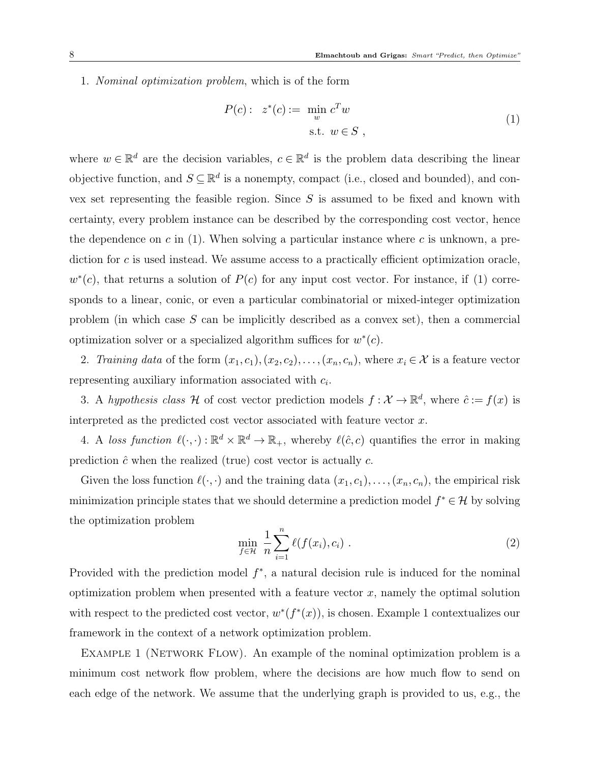1. *Nominal optimization problem*, which is of the form

$$
\begin{aligned}
P(c): \quad z^*(c) := \ & \min_{w} \ c^T w \\
& \text{s.t. } \ w \in S \ ,
\end{aligned}
\tag{1}
$$

where $w \in \mathbb{R}^d$ are the decision variables, $c \in \mathbb{R}^d$ is the problem data describing the linear objective function, and $S \subseteq \mathbb{R}^d$ is a nonempty, compact (i.e., closed and bounded), and convex set representing the feasible region. Since $S$ is assumed to be fixed and known with certainty, every problem instance can be described by the corresponding cost vector, hence the dependence on $c$ in (1). When solving a particular instance where $c$ is unknown, a prediction for $c$ is used instead. We assume access to a practically efficient optimization oracle, $w^*(c)$, that returns a solution of $P(c)$ for any input cost vector. For instance, if (1) corresponds to a linear, conic, or even a particular combinatorial or mixed-integer optimization problem (in which case $S$ can be implicitly described as a convex set), then a commercial optimization solver or a specialized algorithm suffices for $w^*(c)$.

2. *Training data* of the form $(x_1, c_1), (x_2, c_2), \ldots, (x_n, c_n)$, where $x_i \in \mathcal{X}$ is a feature vector representing auxiliary information associated with $c_i$.

3. A *hypothesis class* $\mathcal{H}$ of cost vector prediction models $f : \mathcal{X} \to \mathbb{R}^d$, where $\hat{c} := f(x)$ is interpreted as the predicted cost vector associated with feature vector $x$.

4. A *loss function* $\ell(\cdot, \cdot) : \mathbb{R}^d \times \mathbb{R}^d \to \mathbb{R}_+$, whereby $\ell(\hat{c}, c)$ quantifies the error in making prediction $\hat{c}$ when the realized (true) cost vector is actually $c$.

Given the loss function $\ell(\cdot, \cdot)$ and the training data $(x_1, c_1), \ldots, (x_n, c_n)$, the empirical risk minimization principle states that we should determine a prediction model $f^* \in \mathcal{H}$ by solving the optimization problem

$$
\min_{f \in \mathcal{H}} \ \frac{1}{n} \sum_{i=1}^{n} \ell(f(x_i), c_i) \ . \tag{2}
$$

Provided with the prediction model $f^*$, a natural decision rule is induced for the nominal optimization problem when presented with a feature vector $x$, namely the optimal solution with respect to the predicted cost vector, $w^*(f^*(x))$, is chosen. Example 1 contextualizes our framework in the context of a network optimization problem.

Example 1 (Network Flow). An example of the nominal optimization problem is a minimum cost network flow problem, where the decisions are how much flow to send on each edge of the network. We assume that the underlying graph is provided to us, e.g., the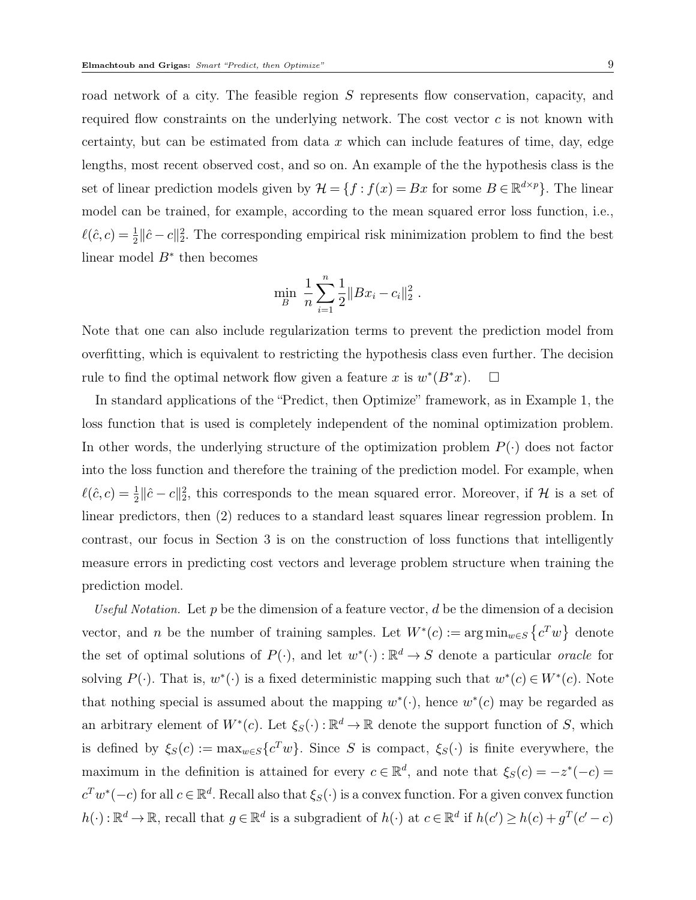road network of a city. The feasible region $S$ represents flow conservation, capacity, and required flow constraints on the underlying network. The cost vector $c$ is not known with certainty, but can be estimated from data $x$ which can include features of time, day, edge lengths, most recent observed cost, and so on. An example of the the hypothesis class is the set of linear prediction models given by $\mathcal{H} = \{f : f(x) = Bx \text{ for some } B \in \mathbb{R}^{d\times p}\}$. The linear model can be trained, for example, according to the mean squared error loss function, i.e., $\ell(\hat{c}, c) = \frac{1}{2}\|\hat{c} - c\|_2^2$. The corresponding empirical risk minimization problem to find the best linear model $B^*$ then becomes

$$\min_{B} \ \frac{1}{n}\sum_{i=1}^{n} \frac{1}{2}\|Bx_i - c_i\|_2^2 \ .$$

Note that one can also include regularization terms to prevent the prediction model from overfitting, which is equivalent to restricting the hypothesis class even further. The decision rule to find the optimal network flow given a feature $x$ is $w^*(B^*x)$. $\square$

In standard applications of the "Predict, then Optimize" framework, as in Example 1, the loss function that is used is completely independent of the nominal optimization problem. In other words, the underlying structure of the optimization problem $P(\cdot)$ does not factor into the loss function and therefore the training of the prediction model. For example, when $\ell(\hat{c}, c) = \frac{1}{2}\|\hat{c} - c\|_2^2$, this corresponds to the mean squared error. Moreover, if $\mathcal{H}$ is a set of linear predictors, then (2) reduces to a standard least squares linear regression problem. In contrast, our focus in Section 3 is on the construction of loss functions that intelligently measure errors in predicting cost vectors and leverage problem structure when training the prediction model.

*Useful Notation.* Let $p$ be the dimension of a feature vector, $d$ be the dimension of a decision vector, and $n$ be the number of training samples. Let $W^*(c) := \arg\min_{w\in S}\left\{c^T w\right\}$ denote the set of optimal solutions of $P(\cdot)$, and let $w^*(\cdot) : \mathbb{R}^d \to S$ denote a particular *oracle* for solving $P(\cdot)$. That is, $w^*(\cdot)$ is a fixed deterministic mapping such that $w^*(c) \in W^*(c)$. Note that nothing special is assumed about the mapping $w^*(\cdot)$, hence $w^*(c)$ may be regarded as an arbitrary element of $W^*(c)$. Let $\xi_S(\cdot) : \mathbb{R}^d \to \mathbb{R}$ denote the support function of $S$, which is defined by $\xi_S(c) := \max_{w\in S}\{c^T w\}$. Since $S$ is compact, $\xi_S(\cdot)$ is finite everywhere, the maximum in the definition is attained for every $c \in \mathbb{R}^d$, and note that $\xi_S(c) = -z^*(-c) = c^T w^*(-c)$ for all $c \in \mathbb{R}^d$. Recall also that $\xi_S(\cdot)$ is a convex function. For a given convex function $h(\cdot) : \mathbb{R}^d \to \mathbb{R}$, recall that $g \in \mathbb{R}^d$ is a subgradient of $h(\cdot)$ at $c \in \mathbb{R}^d$ if $h(c') \geq h(c) + g^T(c' - c)$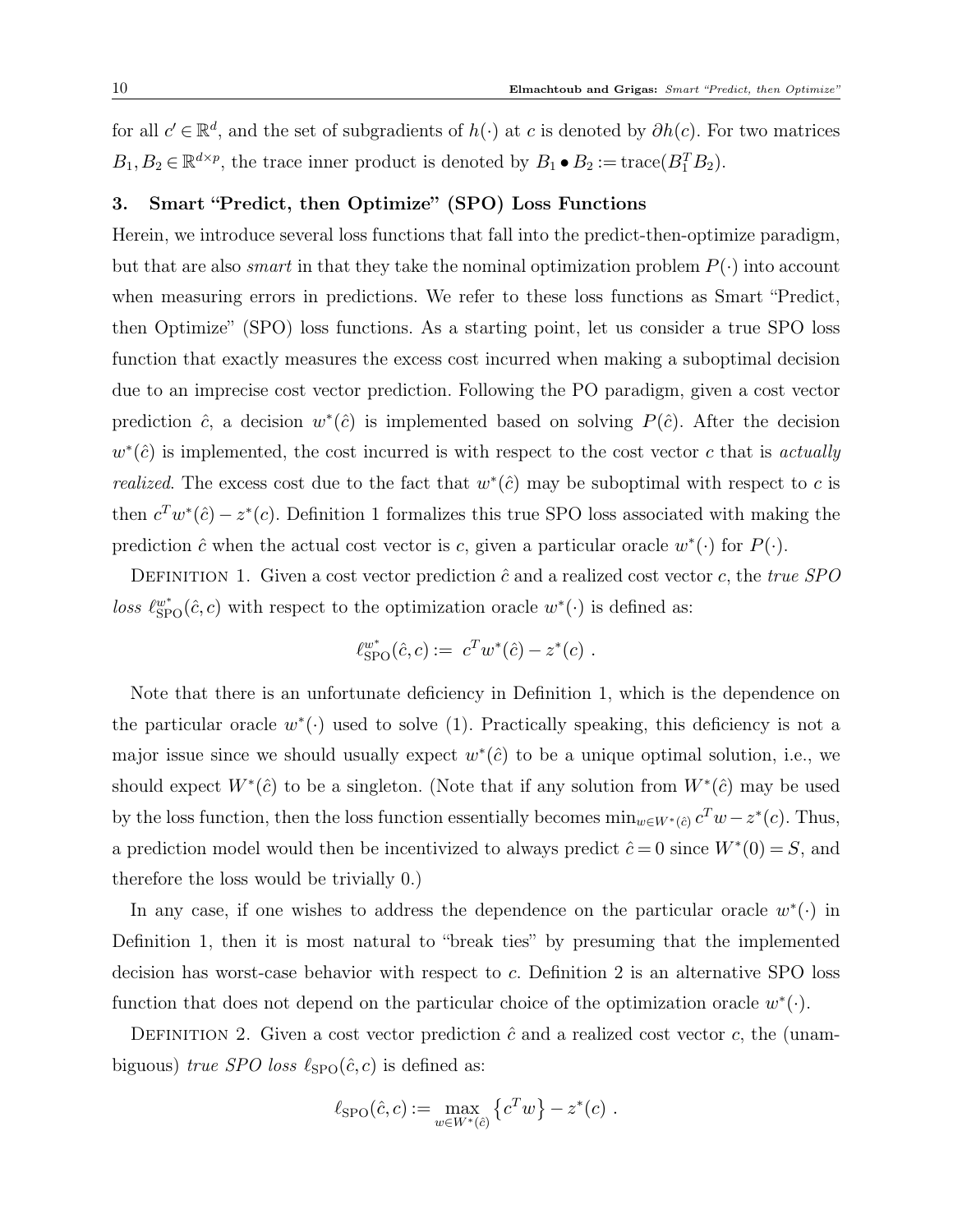for all $c' \in \mathbb{R}^d$, and the set of subgradients of $h(\cdot)$ at $c$ is denoted by $\partial h(c)$. For two matrices $B_1, B_2 \in \mathbb{R}^{d\times p}$, the trace inner product is denoted by $B_1 \bullet B_2 := \text{trace}(B_1^T B_2)$.

## 3. Smart "Predict, then Optimize" (SPO) Loss Functions

Herein, we introduce several loss functions that fall into the predict-then-optimize paradigm, but that are also *smart* in that they take the nominal optimization problem $P(\cdot)$ into account when measuring errors in predictions. We refer to these loss functions as Smart "Predict, then Optimize" (SPO) loss functions. As a starting point, let us consider a true SPO loss function that exactly measures the excess cost incurred when making a suboptimal decision due to an imprecise cost vector prediction. Following the PO paradigm, given a cost vector prediction $\hat{c}$, a decision $w^*(\hat{c})$ is implemented based on solving $P(\hat{c})$. After the decision $w^*(\hat{c})$ is implemented, the cost incurred is with respect to the cost vector $c$ that is *actually realized*. The excess cost due to the fact that $w^*(\hat{c})$ may be suboptimal with respect to $c$ is then $c^T w^*(\hat{c}) - z^*(c)$. Definition 1 formalizes this true SPO loss associated with making the prediction $\hat{c}$ when the actual cost vector is $c$, given a particular oracle $w^*(\cdot)$ for $P(\cdot)$.

Definition 1. Given a cost vector prediction $\hat{c}$ and a realized cost vector $c$, the *true SPO loss* $\ell^{w^*}_{\text{SPO}}(\hat{c}, c)$ with respect to the optimization oracle $w^*(\cdot)$ is defined as:

$$\ell^{w^*}_{\text{SPO}}(\hat{c}, c) := c^T w^*(\hat{c}) - z^*(c) \ .$$

Note that there is an unfortunate deficiency in Definition 1, which is the dependence on the particular oracle $w^*(\cdot)$ used to solve (1). Practically speaking, this deficiency is not a major issue since we should usually expect $w^*(\hat{c})$ to be a unique optimal solution, i.e., we should expect $W^*(\hat{c})$ to be a singleton. (Note that if any solution from $W^*(\hat{c})$ may be used by the loss function, then the loss function essentially becomes $\min_{w\in W^*(\hat{c})} c^T w - z^*(c)$. Thus, a prediction model would then be incentivized to always predict $\hat{c} = 0$ since $W^*(0) = S$, and therefore the loss would be trivially 0.)

In any case, if one wishes to address the dependence on the particular oracle $w^*(\cdot)$ in Definition 1, then it is most natural to "break ties" by presuming that the implemented decision has worst-case behavior with respect to $c$. Definition 2 is an alternative SPO loss function that does not depend on the particular choice of the optimization oracle $w^*(\cdot)$.

Definition 2. Given a cost vector prediction $\hat{c}$ and a realized cost vector $c$, the (unambiguous) *true SPO loss* $\ell_{\text{SPO}}(\hat{c}, c)$ is defined as:

$$\ell_{\text{SPO}}(\hat{c}, c) := \max_{w\in W^*(\hat{c})} \left\{c^T w\right\} - z^*(c) \ .$$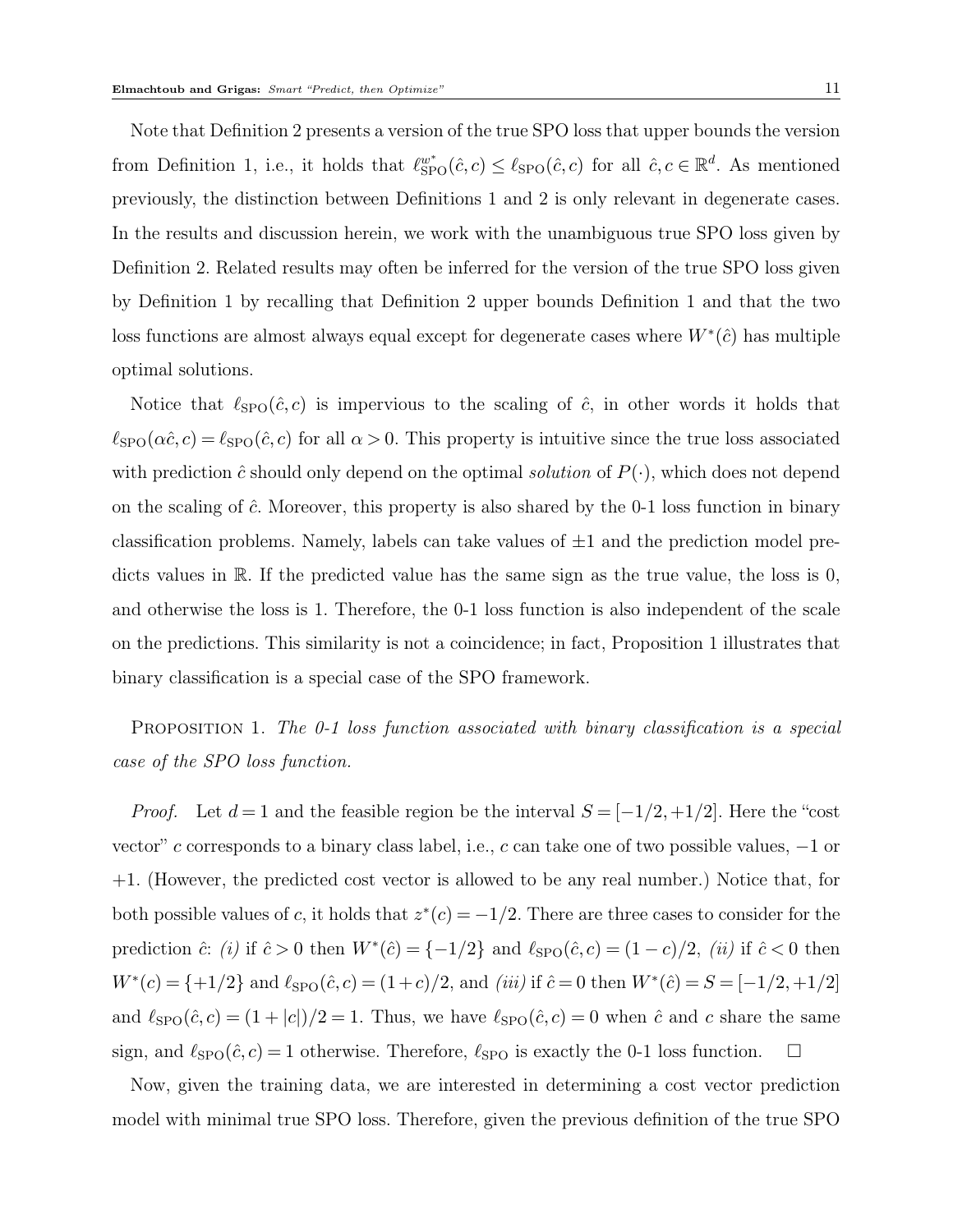Note that Definition 2 presents a version of the true SPO loss that upper bounds the version from Definition 1, i.e., it holds that $\ell_{\mathrm{SPO}}^{w^*}(\hat{c}, c) \leq \ell_{\mathrm{SPO}}(\hat{c}, c)$ for all $\hat{c}, c \in \mathbb{R}^d$. As mentioned previously, the distinction between Definitions 1 and 2 is only relevant in degenerate cases. In the results and discussion herein, we work with the unambiguous true SPO loss given by Definition 2. Related results may often be inferred for the version of the true SPO loss given by Definition 1 by recalling that Definition 2 upper bounds Definition 1 and that the two loss functions are almost always equal except for degenerate cases where $W^*(\hat{c})$ has multiple optimal solutions.

Notice that $\ell_{\mathrm{SPO}}(\hat{c}, c)$ is impervious to the scaling of $\hat{c}$, in other words it holds that $\ell_{\mathrm{SPO}}(\alpha\hat{c}, c) = \ell_{\mathrm{SPO}}(\hat{c}, c)$ for all $\alpha > 0$. This property is intuitive since the true loss associated with prediction $\hat{c}$ should only depend on the optimal *solution* of $P(\cdot)$, which does not depend on the scaling of $\hat{c}$. Moreover, this property is also shared by the 0-1 loss function in binary classification problems. Namely, labels can take values of $\pm 1$ and the prediction model predicts values in $\mathbb{R}$. If the predicted value has the same sign as the true value, the loss is 0, and otherwise the loss is 1. Therefore, the 0-1 loss function is also independent of the scale on the predictions. This similarity is not a coincidence; in fact, Proposition 1 illustrates that binary classification is a special case of the SPO framework.

Proposition 1. *The 0-1 loss function associated with binary classification is a special case of the SPO loss function.*

*Proof.* Let $d = 1$ and the feasible region be the interval $S = [-1/2, +1/2]$. Here the "cost vector" $c$ corresponds to a binary class label, i.e., $c$ can take one of two possible values, $-1$ or $+1$. (However, the predicted cost vector is allowed to be any real number.) Notice that, for both possible values of $c$, it holds that $z^*(c) = -1/2$. There are three cases to consider for the prediction $\hat{c}$: *(i)* if $\hat{c} > 0$ then $W^*(\hat{c}) = \{-1/2\}$ and $\ell_{\mathrm{SPO}}(\hat{c}, c) = (1 - c)/2$, *(ii)* if $\hat{c} < 0$ then $W^*(c) = \{+1/2\}$ and $\ell_{\mathrm{SPO}}(\hat{c}, c) = (1 + c)/2$, and *(iii)* if $\hat{c} = 0$ then $W^*(\hat{c}) = S = [-1/2, +1/2]$ and $\ell_{\mathrm{SPO}}(\hat{c}, c) = (1 + |c|)/2 = 1$. Thus, we have $\ell_{\mathrm{SPO}}(\hat{c}, c) = 0$ when $\hat{c}$ and $c$ share the same sign, and $\ell_{\mathrm{SPO}}(\hat{c}, c) = 1$ otherwise. Therefore, $\ell_{\mathrm{SPO}}$ is exactly the 0-1 loss function. $\square$

Now, given the training data, we are interested in determining a cost vector prediction model with minimal true SPO loss. Therefore, given the previous definition of the true SPO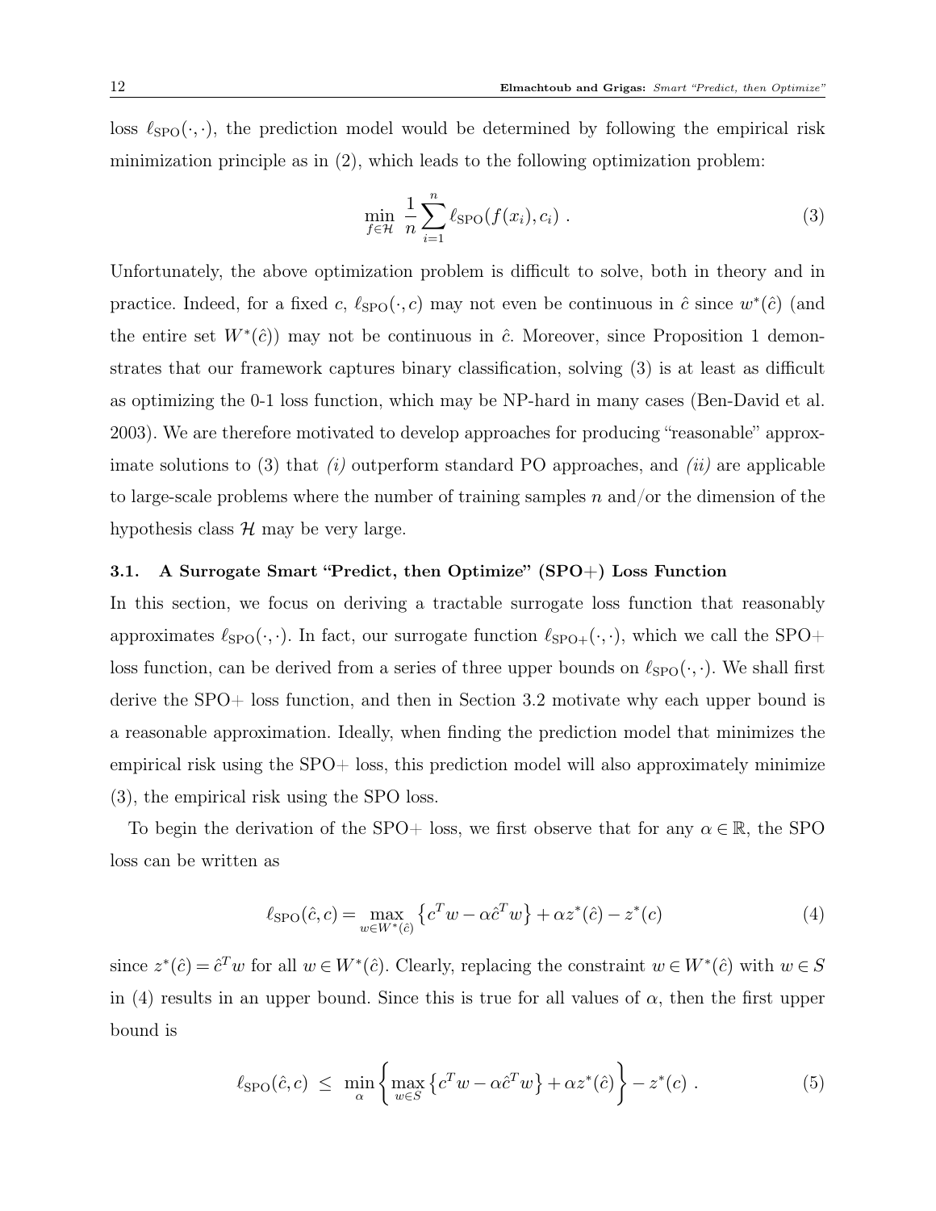loss $\ell_{\text{SPO}}(\cdot,\cdot)$, the prediction model would be determined by following the empirical risk minimization principle as in (2), which leads to the following optimization problem:

$$\min_{f \in \mathcal{H}} \ \frac{1}{n}\sum_{i=1}^{n} \ell_{\text{SPO}}(f(x_i), c_i) \ . \tag{3}$$

Unfortunately, the above optimization problem is difficult to solve, both in theory and in practice. Indeed, for a fixed $c$, $\ell_{\text{SPO}}(\cdot, c)$ may not even be continuous in $\hat{c}$ since $w^*(\hat{c})$ (and the entire set $W^*(\hat{c})$) may not be continuous in $\hat{c}$. Moreover, since Proposition 1 demonstrates that our framework captures binary classification, solving (3) is at least as difficult as optimizing the 0-1 loss function, which may be NP-hard in many cases (Ben-David et al. 2003). We are therefore motivated to develop approaches for producing "reasonable" approximate solutions to (3) that *(i)* outperform standard PO approaches, and *(ii)* are applicable to large-scale problems where the number of training samples $n$ and/or the dimension of the hypothesis class $\mathcal{H}$ may be very large.

### 3.1. A Surrogate Smart "Predict, then Optimize" (SPO+) Loss Function

In this section, we focus on deriving a tractable surrogate loss function that reasonably approximates $\ell_{\text{SPO}}(\cdot,\cdot)$. In fact, our surrogate function $\ell_{\text{SPO+}}(\cdot,\cdot)$, which we call the SPO+ loss function, can be derived from a series of three upper bounds on $\ell_{\text{SPO}}(\cdot,\cdot)$. We shall first derive the SPO+ loss function, and then in Section 3.2 motivate why each upper bound is a reasonable approximation. Ideally, when finding the prediction model that minimizes the empirical risk using the SPO+ loss, this prediction model will also approximately minimize (3), the empirical risk using the SPO loss.

To begin the derivation of the SPO+ loss, we first observe that for any $\alpha \in \mathbb{R}$, the SPO loss can be written as

$$\ell_{\text{SPO}}(\hat{c}, c) = \max_{w \in W^*(\hat{c})} \left\{ c^T w - \alpha \hat{c}^T w \right\} + \alpha z^*(\hat{c}) - z^*(c) \tag{4}$$

since $z^*(\hat{c}) = \hat{c}^T w$ for all $w \in W^*(\hat{c})$. Clearly, replacing the constraint $w \in W^*(\hat{c})$ with $w \in S$ in (4) results in an upper bound. Since this is true for all values of $\alpha$, then the first upper bound is

$$\ell_{\text{SPO}}(\hat{c}, c) \ \leq \ \min_{\alpha} \left\{ \max_{w \in S} \left\{ c^T w - \alpha \hat{c}^T w \right\} + \alpha z^*(\hat{c}) \right\} - z^*(c) \ . \tag{5}$$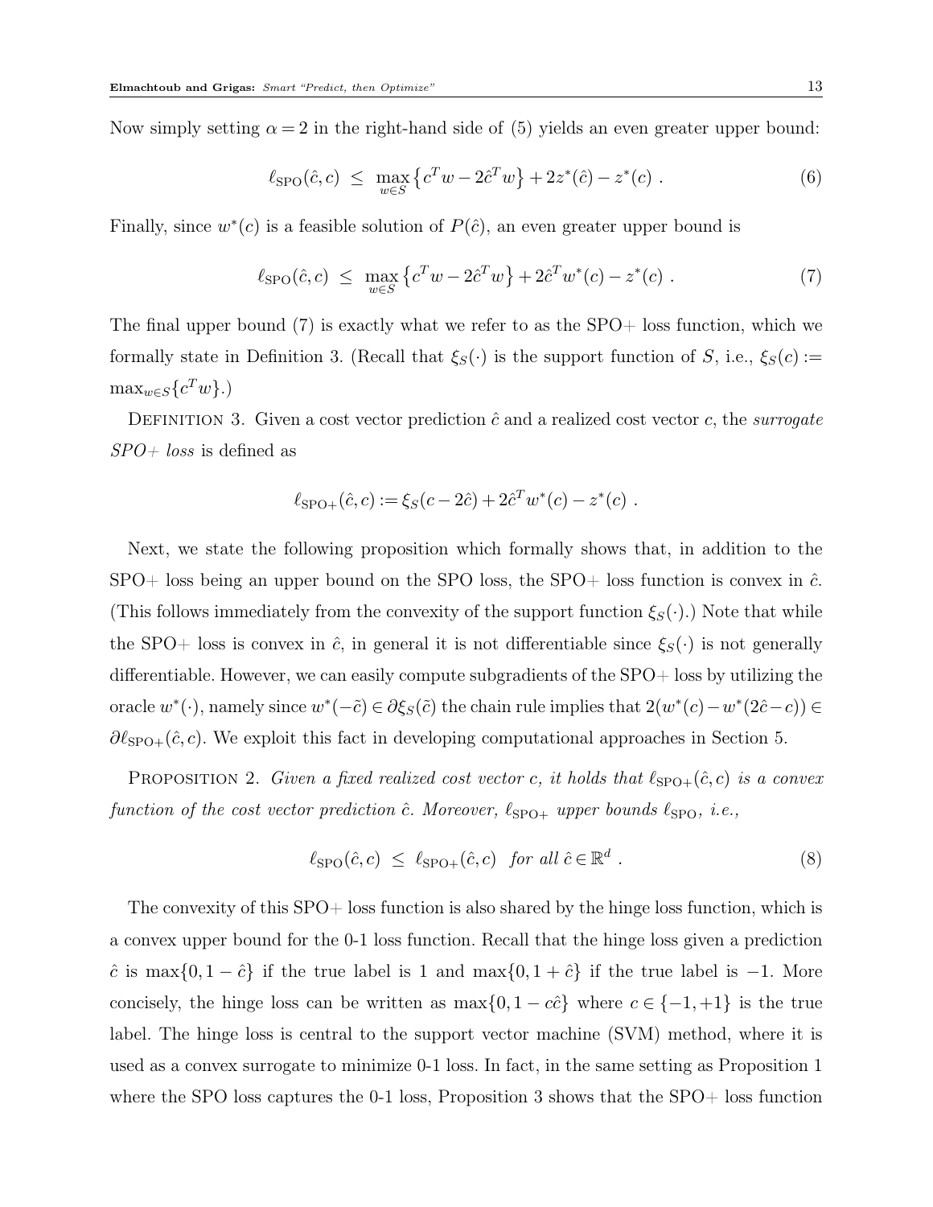Now simply setting $\alpha = 2$ in the right-hand side of (5) yields an even greater upper bound:

$$\ell_{\text{SPO}}(\hat{c}, c) \;\leq\; \max_{w \in S} \left\{ c^T w - 2\hat{c}^T w \right\} + 2z^*(\hat{c}) - z^*(c) \;. \tag{6}$$

Finally, since $w^*(c)$ is a feasible solution of $P(\hat{c})$, an even greater upper bound is

$$\ell_{\text{SPO}}(\hat{c}, c) \;\leq\; \max_{w \in S} \left\{ c^T w - 2\hat{c}^T w \right\} + 2\hat{c}^T w^*(c) - z^*(c) \;. \tag{7}$$

The final upper bound (7) is exactly what we refer to as the SPO+ loss function, which we formally state in Definition 3. (Recall that $\xi_S(\cdot)$ is the support function of $S$, i.e., $\xi_S(c) := \max_{w \in S}\{c^T w\}$.)

Definition 3. Given a cost vector prediction $\hat{c}$ and a realized cost vector $c$, the *surrogate SPO+ loss* is defined as

$$\ell_{\text{SPO+}}(\hat{c}, c) := \xi_S(c - 2\hat{c}) + 2\hat{c}^T w^*(c) - z^*(c) \;.$$

Next, we state the following proposition which formally shows that, in addition to the SPO+ loss being an upper bound on the SPO loss, the SPO+ loss function is convex in $\hat{c}$. (This follows immediately from the convexity of the support function $\xi_S(\cdot)$.) Note that while the SPO+ loss is convex in $\hat{c}$, in general it is not differentiable since $\xi_S(\cdot)$ is not generally differentiable. However, we can easily compute subgradients of the SPO+ loss by utilizing the oracle $w^*(\cdot)$, namely since $w^*(-\tilde{c}) \in \partial \xi_S(\tilde{c})$ the chain rule implies that $2(w^*(c) - w^*(2\hat{c} - c)) \in \partial \ell_{\text{SPO+}}(\hat{c}, c)$. We exploit this fact in developing computational approaches in Section 5.

Proposition 2. *Given a fixed realized cost vector $c$, it holds that $\ell_{\text{SPO+}}(\hat{c}, c)$ is a convex function of the cost vector prediction $\hat{c}$. Moreover, $\ell_{\text{SPO+}}$ upper bounds $\ell_{\text{SPO}}$, i.e.,*

$$\ell_{\text{SPO}}(\hat{c}, c) \;\leq\; \ell_{\text{SPO+}}(\hat{c}, c) \quad \textit{for all } \hat{c} \in \mathbb{R}^d \;. \tag{8}$$

The convexity of this SPO+ loss function is also shared by the hinge loss function, which is a convex upper bound for the 0-1 loss function. Recall that the hinge loss given a prediction $\hat{c}$ is $\max\{0, 1 - \hat{c}\}$ if the true label is 1 and $\max\{0, 1 + \hat{c}\}$ if the true label is $-1$. More concisely, the hinge loss can be written as $\max\{0, 1 - c\hat{c}\}$ where $c \in \{-1, +1\}$ is the true label. The hinge loss is central to the support vector machine (SVM) method, where it is used as a convex surrogate to minimize 0-1 loss. In fact, in the same setting as Proposition 1 where the SPO loss captures the 0-1 loss, Proposition 3 shows that the SPO+ loss function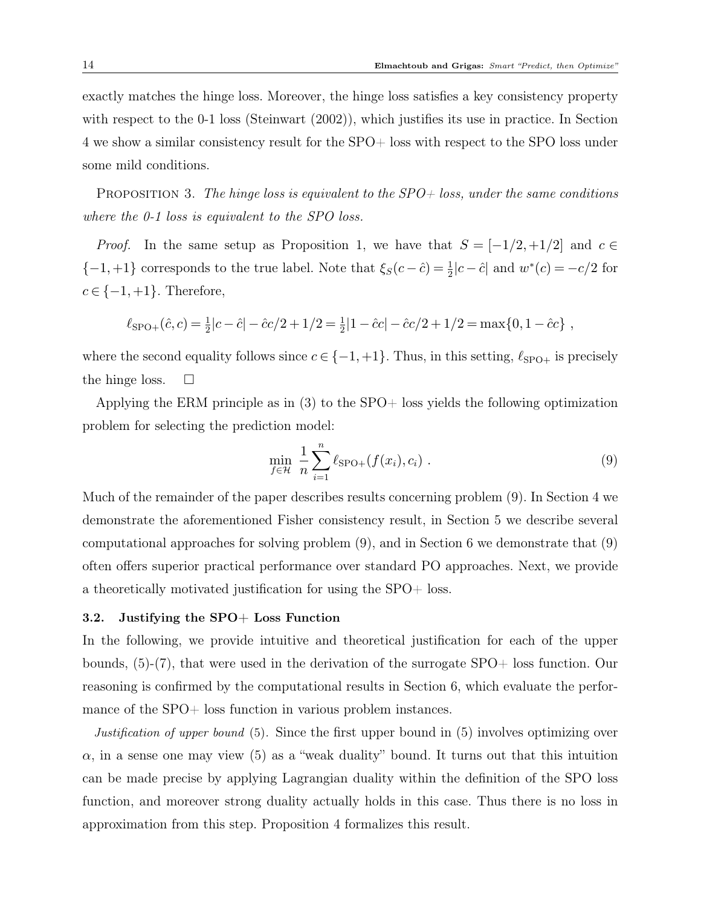exactly matches the hinge loss. Moreover, the hinge loss satisfies a key consistency property with respect to the 0-1 loss (Steinwart (2002)), which justifies its use in practice. In Section 4 we show a similar consistency result for the SPO+ loss with respect to the SPO loss under some mild conditions.

Proposition 3. *The hinge loss is equivalent to the SPO+ loss, under the same conditions where the 0-1 loss is equivalent to the SPO loss.*

*Proof.* In the same setup as Proposition 1, we have that $S = [-1/2, +1/2]$ and $c \in \{-1, +1\}$ corresponds to the true label. Note that $\xi_S(c - \hat{c}) = \frac{1}{2}|c - \hat{c}|$ and $w^*(c) = -c/2$ for $c \in \{-1, +1\}$. Therefore,

$$\ell_{\text{SPO+}}(\hat{c}, c) = \tfrac{1}{2}|c - \hat{c}| - \hat{c}c/2 + 1/2 = \tfrac{1}{2}|1 - \hat{c}c| - \hat{c}c/2 + 1/2 = \max\{0, 1 - \hat{c}c\} \ ,$$

where the second equality follows since $c \in \{-1, +1\}$. Thus, in this setting, $\ell_{\text{SPO+}}$ is precisely the hinge loss. $\square$

Applying the ERM principle as in (3) to the SPO+ loss yields the following optimization problem for selecting the prediction model:

$$\min_{f \in \mathcal{H}} \ \frac{1}{n} \sum_{i=1}^{n} \ell_{\text{SPO+}}(f(x_i), c_i) \ . \tag{9}$$

Much of the remainder of the paper describes results concerning problem (9). In Section 4 we demonstrate the aforementioned Fisher consistency result, in Section 5 we describe several computational approaches for solving problem (9), and in Section 6 we demonstrate that (9) often offers superior practical performance over standard PO approaches. Next, we provide a theoretically motivated justification for using the SPO+ loss.

### 3.2. Justifying the SPO+ Loss Function

In the following, we provide intuitive and theoretical justification for each of the upper bounds, (5)-(7), that were used in the derivation of the surrogate SPO+ loss function. Our reasoning is confirmed by the computational results in Section 6, which evaluate the performance of the SPO+ loss function in various problem instances.

*Justification of upper bound* (5). Since the first upper bound in (5) involves optimizing over $\alpha$, in a sense one may view (5) as a "weak duality" bound. It turns out that this intuition can be made precise by applying Lagrangian duality within the definition of the SPO loss function, and moreover strong duality actually holds in this case. Thus there is no loss in approximation from this step. Proposition 4 formalizes this result.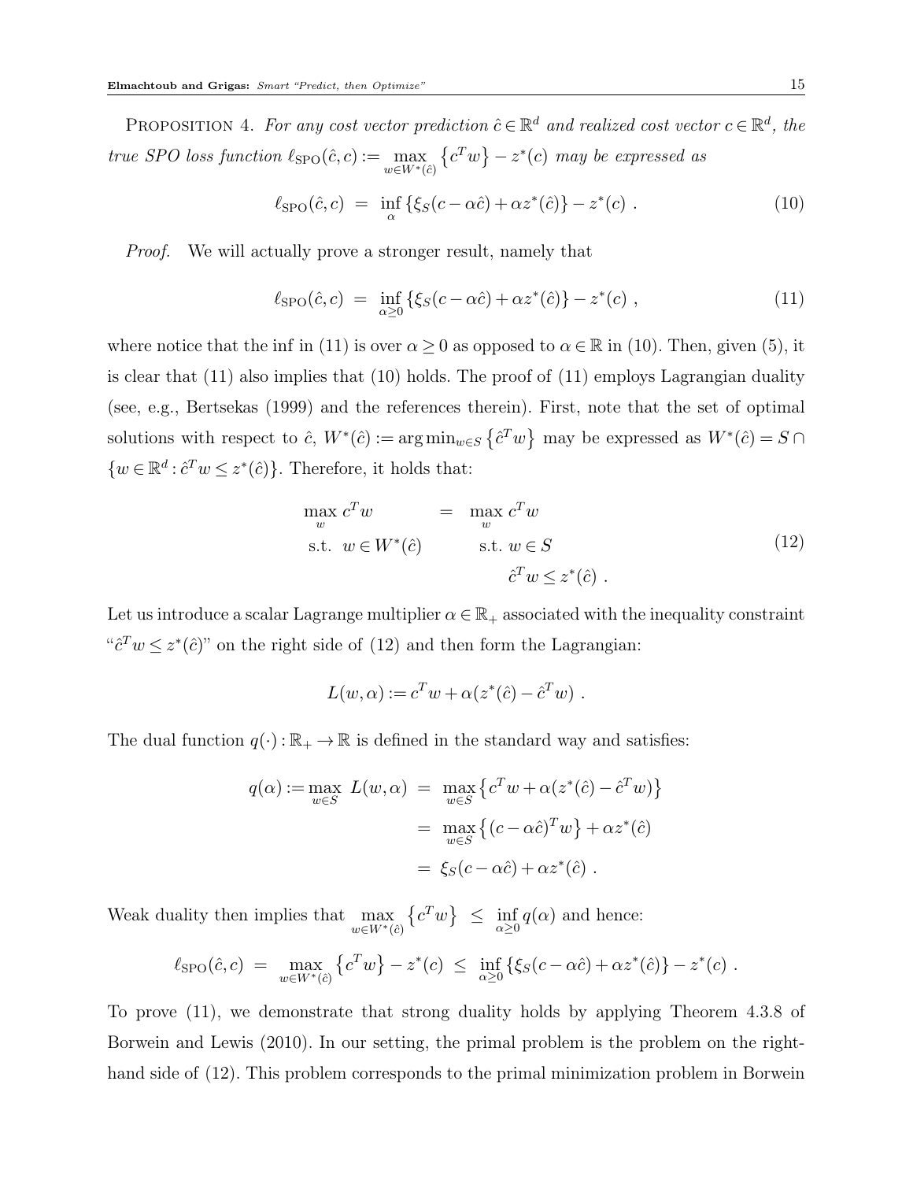Proposition 4. *For any cost vector prediction $\hat{c} \in \mathbb{R}^d$ and realized cost vector $c \in \mathbb{R}^d$, the true SPO loss function $\ell_{\mathrm{SPO}}(\hat{c}, c) := \max_{w \in W^*(\hat{c})} \{c^T w\} - z^*(c)$ may be expressed as*

$$\ell_{\mathrm{SPO}}(\hat{c}, c) \;=\; \inf_{\alpha} \{\xi_S(c - \alpha\hat{c}) + \alpha z^*(\hat{c})\} - z^*(c) \; . \tag{10}$$

*Proof.* We will actually prove a stronger result, namely that

$$\ell_{\mathrm{SPO}}(\hat{c}, c) \;=\; \inf_{\alpha \geq 0} \{\xi_S(c - \alpha\hat{c}) + \alpha z^*(\hat{c})\} - z^*(c) \; , \tag{11}$$

where notice that the inf in (11) is over $\alpha \geq 0$ as opposed to $\alpha \in \mathbb{R}$ in (10). Then, given (5), it is clear that (11) also implies that (10) holds. The proof of (11) employs Lagrangian duality (see, e.g., Bertsekas (1999) and the references therein). First, note that the set of optimal solutions with respect to $\hat{c}$, $W^*(\hat{c}) := \arg\min_{w \in S} \{\hat{c}^T w\}$ may be expressed as $W^*(\hat{c}) = S \cap \{w \in \mathbb{R}^d : \hat{c}^T w \leq z^*(\hat{c})\}$. Therefore, it holds that:

$$\begin{array}{lll} \max\limits_{w} \; c^T w & = & \max\limits_{w} \; c^T w \\ \text{s.t.} \;\; w \in W^*(\hat{c}) & & \text{s.t.} \; w \in S \\ & & \qquad \hat{c}^T w \leq z^*(\hat{c}) \; . \end{array} \tag{12}$$

Let us introduce a scalar Lagrange multiplier $\alpha \in \mathbb{R}_+$ associated with the inequality constraint "$\hat{c}^T w \leq z^*(\hat{c})$" on the right side of (12) and then form the Lagrangian:

$$L(w, \alpha) := c^T w + \alpha(z^*(\hat{c}) - \hat{c}^T w) \; .$$

The dual function $q(\cdot) : \mathbb{R}_+ \to \mathbb{R}$ is defined in the standard way and satisfies:

$$\begin{aligned} q(\alpha) := \max_{w \in S} \; L(w, \alpha) \;&=\; \max_{w \in S} \{c^T w + \alpha(z^*(\hat{c}) - \hat{c}^T w)\} \\ &=\; \max_{w \in S} \{(c - \alpha\hat{c})^T w\} + \alpha z^*(\hat{c}) \\ &=\; \xi_S(c - \alpha\hat{c}) + \alpha z^*(\hat{c}) \; . \end{aligned}$$

Weak duality then implies that $\max_{w \in W^*(\hat{c})} \{c^T w\} \;\leq\; \inf_{\alpha \geq 0} q(\alpha)$ and hence:

$$\ell_{\mathrm{SPO}}(\hat{c}, c) \;=\; \max_{w \in W^*(\hat{c})} \{c^T w\} - z^*(c) \;\leq\; \inf_{\alpha \geq 0} \{\xi_S(c - \alpha\hat{c}) + \alpha z^*(\hat{c})\} - z^*(c) \; .$$

To prove (11), we demonstrate that strong duality holds by applying Theorem 4.3.8 of Borwein and Lewis (2010). In our setting, the primal problem is the problem on the right-hand side of (12). This problem corresponds to the primal minimization problem in Borwein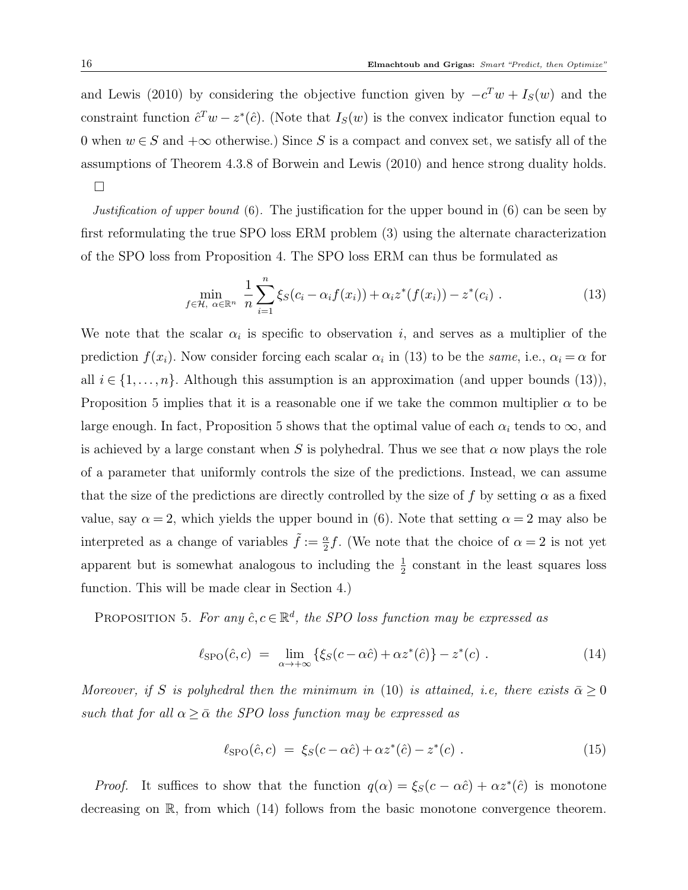and Lewis (2010) by considering the objective function given by $-c^T w + I_S(w)$ and the constraint function $\hat{c}^T w - z^*(\hat{c})$. (Note that $I_S(w)$ is the convex indicator function equal to 0 when $w \in S$ and $+\infty$ otherwise.) Since $S$ is a compact and convex set, we satisfy all of the assumptions of Theorem 4.3.8 of Borwein and Lewis (2010) and hence strong duality holds. $\square$

*Justification of upper bound* (6). The justification for the upper bound in (6) can be seen by first reformulating the true SPO loss ERM problem (3) using the alternate characterization of the SPO loss from Proposition 4. The SPO loss ERM can thus be formulated as

$$\min_{f \in \mathcal{H},\ \alpha \in \mathbb{R}^n} \ \frac{1}{n} \sum_{i=1}^{n} \xi_S(c_i - \alpha_i f(x_i)) + \alpha_i z^*(f(x_i)) - z^*(c_i) \ . \tag{13}$$

We note that the scalar $\alpha_i$ is specific to observation $i$, and serves as a multiplier of the prediction $f(x_i)$. Now consider forcing each scalar $\alpha_i$ in (13) to be the *same*, i.e., $\alpha_i = \alpha$ for all $i \in \{1, \ldots, n\}$. Although this assumption is an approximation (and upper bounds (13)), Proposition 5 implies that it is a reasonable one if we take the common multiplier $\alpha$ to be large enough. In fact, Proposition 5 shows that the optimal value of each $\alpha_i$ tends to $\infty$, and is achieved by a large constant when $S$ is polyhedral. Thus we see that $\alpha$ now plays the role of a parameter that uniformly controls the size of the predictions. Instead, we can assume that the size of the predictions are directly controlled by the size of $f$ by setting $\alpha$ as a fixed value, say $\alpha = 2$, which yields the upper bound in (6). Note that setting $\alpha = 2$ may also be interpreted as a change of variables $\tilde{f} := \frac{\alpha}{2} f$. (We note that the choice of $\alpha = 2$ is not yet apparent but is somewhat analogous to including the $\frac{1}{2}$ constant in the least squares loss function. This will be made clear in Section 4.)

PROPOSITION 5. *For any $\hat{c}, c \in \mathbb{R}^d$, the SPO loss function may be expressed as*

$$\ell_{\text{SPO}}(\hat{c}, c) \ = \ \lim_{\alpha \to +\infty} \{\xi_S(c - \alpha \hat{c}) + \alpha z^*(\hat{c})\} - z^*(c) \ . \tag{14}$$

*Moreover, if $S$ is polyhedral then the minimum in* (10) *is attained, i.e, there exists $\bar{\alpha} \geq 0$ such that for all $\alpha \geq \bar{\alpha}$ the SPO loss function may be expressed as*

$$\ell_{\text{SPO}}(\hat{c}, c) \ = \ \xi_S(c - \alpha \hat{c}) + \alpha z^*(\hat{c}) - z^*(c) \ . \tag{15}$$

*Proof.* It suffices to show that the function $q(\alpha) = \xi_S(c - \alpha \hat{c}) + \alpha z^*(\hat{c})$ is monotone decreasing on $\mathbb{R}$, from which (14) follows from the basic monotone convergence theorem.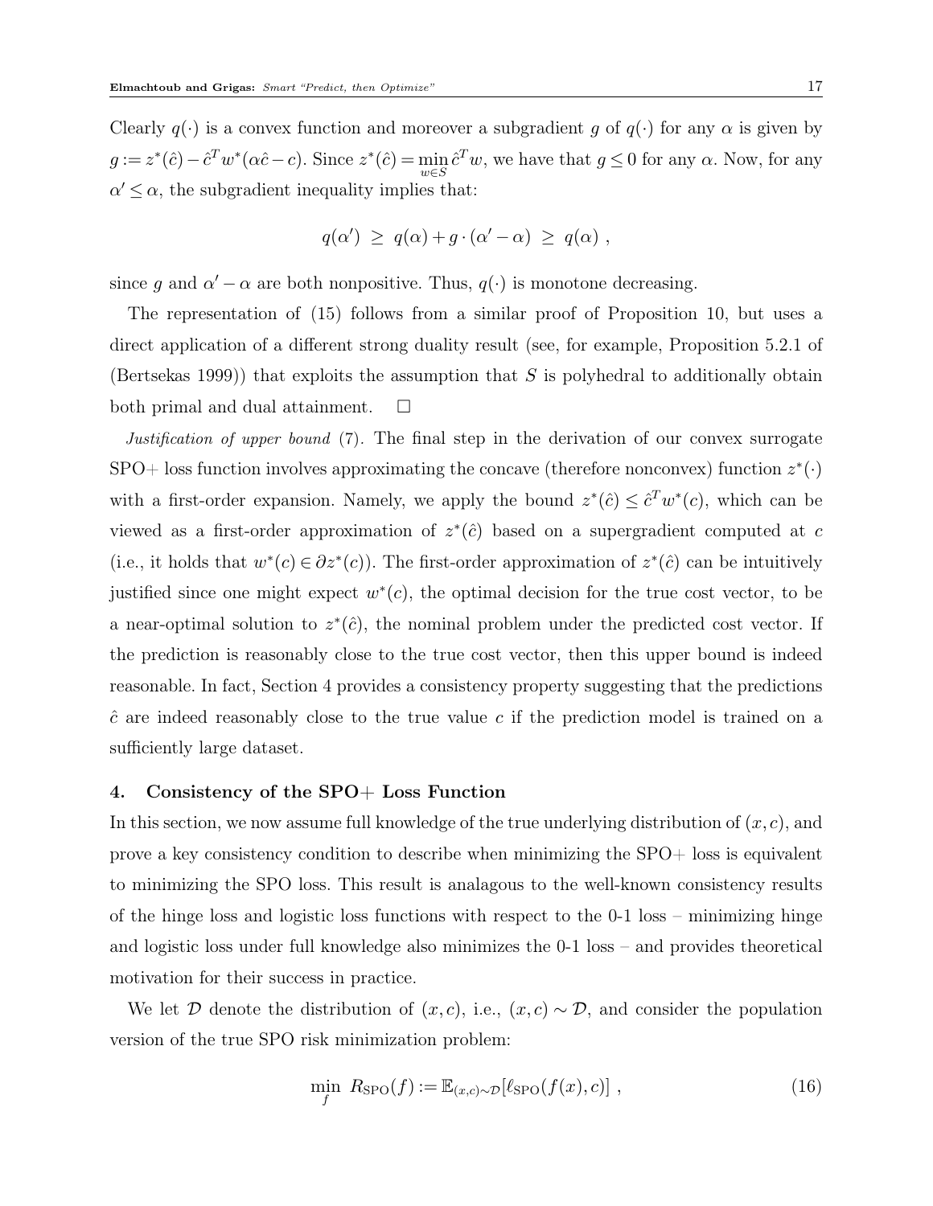Clearly $q(\cdot)$ is a convex function and moreover a subgradient $g$ of $q(\cdot)$ for any $\alpha$ is given by $g := z^*(\hat{c}) - \hat{c}^T w^*(\alpha\hat{c} - c)$. Since $z^*(\hat{c}) = \min_{w \in S} \hat{c}^T w$, we have that $g \leq 0$ for any $\alpha$. Now, for any $\alpha' \leq \alpha$, the subgradient inequality implies that:

$$q(\alpha') \;\geq\; q(\alpha) + g \cdot (\alpha' - \alpha) \;\geq\; q(\alpha) \;,$$

since $g$ and $\alpha' - \alpha$ are both nonpositive. Thus, $q(\cdot)$ is monotone decreasing.

The representation of (15) follows from a similar proof of Proposition 10, but uses a direct application of a different strong duality result (see, for example, Proposition 5.2.1 of (Bertsekas 1999)) that exploits the assumption that $S$ is polyhedral to additionally obtain both primal and dual attainment. $\square$

*Justification of upper bound* (7). The final step in the derivation of our convex surrogate SPO+ loss function involves approximating the concave (therefore nonconvex) function $z^*(\cdot)$ with a first-order expansion. Namely, we apply the bound $z^*(\hat{c}) \leq \hat{c}^T w^*(c)$, which can be viewed as a first-order approximation of $z^*(\hat{c})$ based on a supergradient computed at $c$ (i.e., it holds that $w^*(c) \in \partial z^*(c)$). The first-order approximation of $z^*(\hat{c})$ can be intuitively justified since one might expect $w^*(c)$, the optimal decision for the true cost vector, to be a near-optimal solution to $z^*(\hat{c})$, the nominal problem under the predicted cost vector. If the prediction is reasonably close to the true cost vector, then this upper bound is indeed reasonable. In fact, Section 4 provides a consistency property suggesting that the predictions $\hat{c}$ are indeed reasonably close to the true value $c$ if the prediction model is trained on a sufficiently large dataset.

## 4. Consistency of the SPO+ Loss Function

In this section, we now assume full knowledge of the true underlying distribution of $(x, c)$, and prove a key consistency condition to describe when minimizing the SPO+ loss is equivalent to minimizing the SPO loss. This result is analagous to the well-known consistency results of the hinge loss and logistic loss functions with respect to the 0-1 loss – minimizing hinge and logistic loss under full knowledge also minimizes the 0-1 loss – and provides theoretical motivation for their success in practice.

We let $\mathcal{D}$ denote the distribution of $(x, c)$, i.e., $(x, c) \sim \mathcal{D}$, and consider the population version of the true SPO risk minimization problem:

$$\min_{f} \; R_{\mathrm{SPO}}(f) := \mathbb{E}_{(x,c)\sim\mathcal{D}}[\ell_{\mathrm{SPO}}(f(x), c)] \;, \tag{16}$$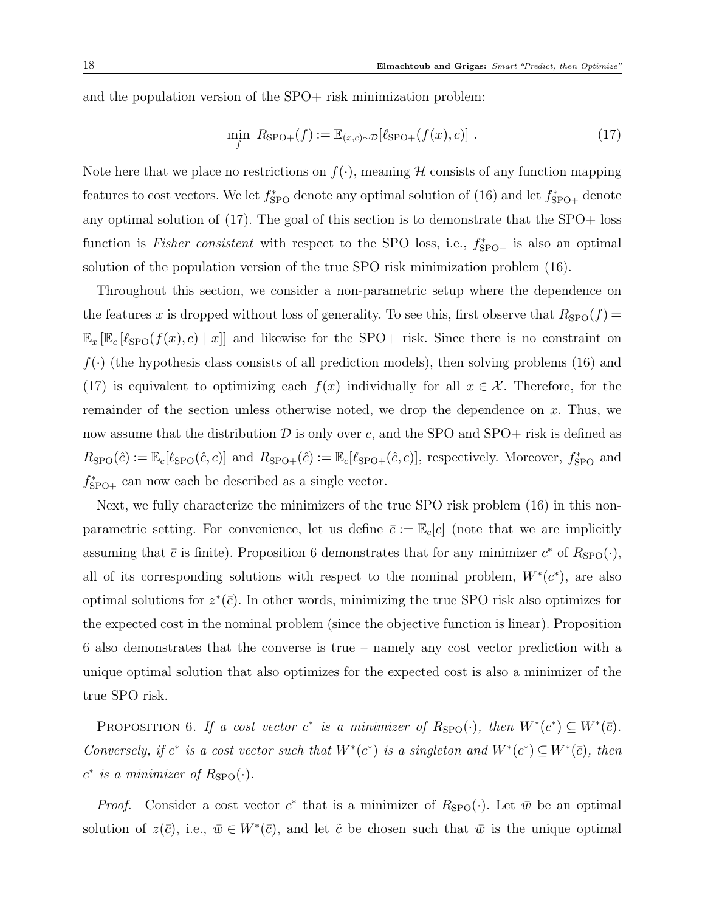and the population version of the SPO+ risk minimization problem:

$$\min_{f} \; R_{\mathrm{SPO+}}(f) := \mathbb{E}_{(x,c)\sim\mathcal{D}}[\ell_{\mathrm{SPO+}}(f(x),c)] \; . \tag{17}$$

Note here that we place no restrictions on $f(\cdot)$, meaning $\mathcal{H}$ consists of any function mapping features to cost vectors. We let $f^*_{\mathrm{SPO}}$ denote any optimal solution of (16) and let $f^*_{\mathrm{SPO+}}$ denote any optimal solution of (17). The goal of this section is to demonstrate that the SPO+ loss function is *Fisher consistent* with respect to the SPO loss, i.e., $f^*_{\mathrm{SPO+}}$ is also an optimal solution of the population version of the true SPO risk minimization problem (16).

Throughout this section, we consider a non-parametric setup where the dependence on the features $x$ is dropped without loss of generality. To see this, first observe that $R_{\mathrm{SPO}}(f) = \mathbb{E}_x\left[\mathbb{E}_c\left[\ell_{\mathrm{SPO}}(f(x),c) \mid x\right]\right]$ and likewise for the SPO+ risk. Since there is no constraint on $f(\cdot)$ (the hypothesis class consists of all prediction models), then solving problems (16) and (17) is equivalent to optimizing each $f(x)$ individually for all $x \in \mathcal{X}$. Therefore, for the remainder of the section unless otherwise noted, we drop the dependence on $x$. Thus, we now assume that the distribution $\mathcal{D}$ is only over $c$, and the SPO and SPO+ risk is defined as $R_{\mathrm{SPO}}(\hat{c}) := \mathbb{E}_c[\ell_{\mathrm{SPO}}(\hat{c},c)]$ and $R_{\mathrm{SPO+}}(\hat{c}) := \mathbb{E}_c[\ell_{\mathrm{SPO+}}(\hat{c},c)]$, respectively. Moreover, $f^*_{\mathrm{SPO}}$ and $f^*_{\mathrm{SPO+}}$ can now each be described as a single vector.

Next, we fully characterize the minimizers of the true SPO risk problem (16) in this non-parametric setting. For convenience, let us define $\bar{c} := \mathbb{E}_c[c]$ (note that we are implicitly assuming that $\bar{c}$ is finite). Proposition 6 demonstrates that for any minimizer $c^*$ of $R_{\mathrm{SPO}}(\cdot)$, all of its corresponding solutions with respect to the nominal problem, $W^*(c^*)$, are also optimal solutions for $z^*(\bar{c})$. In other words, minimizing the true SPO risk also optimizes for the expected cost in the nominal problem (since the objective function is linear). Proposition 6 also demonstrates that the converse is true – namely any cost vector prediction with a unique optimal solution that also optimizes for the expected cost is also a minimizer of the true SPO risk.

Proposition 6. *If a cost vector $c^*$ is a minimizer of $R_{\mathrm{SPO}}(\cdot)$, then $W^*(c^*) \subseteq W^*(\bar{c})$. Conversely, if $c^*$ is a cost vector such that $W^*(c^*)$ is a singleton and $W^*(c^*) \subseteq W^*(\bar{c})$, then $c^*$ is a minimizer of $R_{\mathrm{SPO}}(\cdot)$.*

*Proof.* Consider a cost vector $c^*$ that is a minimizer of $R_{\mathrm{SPO}}(\cdot)$. Let $\bar{w}$ be an optimal solution of $z(\bar{c})$, i.e., $\bar{w} \in W^*(\bar{c})$, and let $\tilde{c}$ be chosen such that $\bar{w}$ is the unique optimal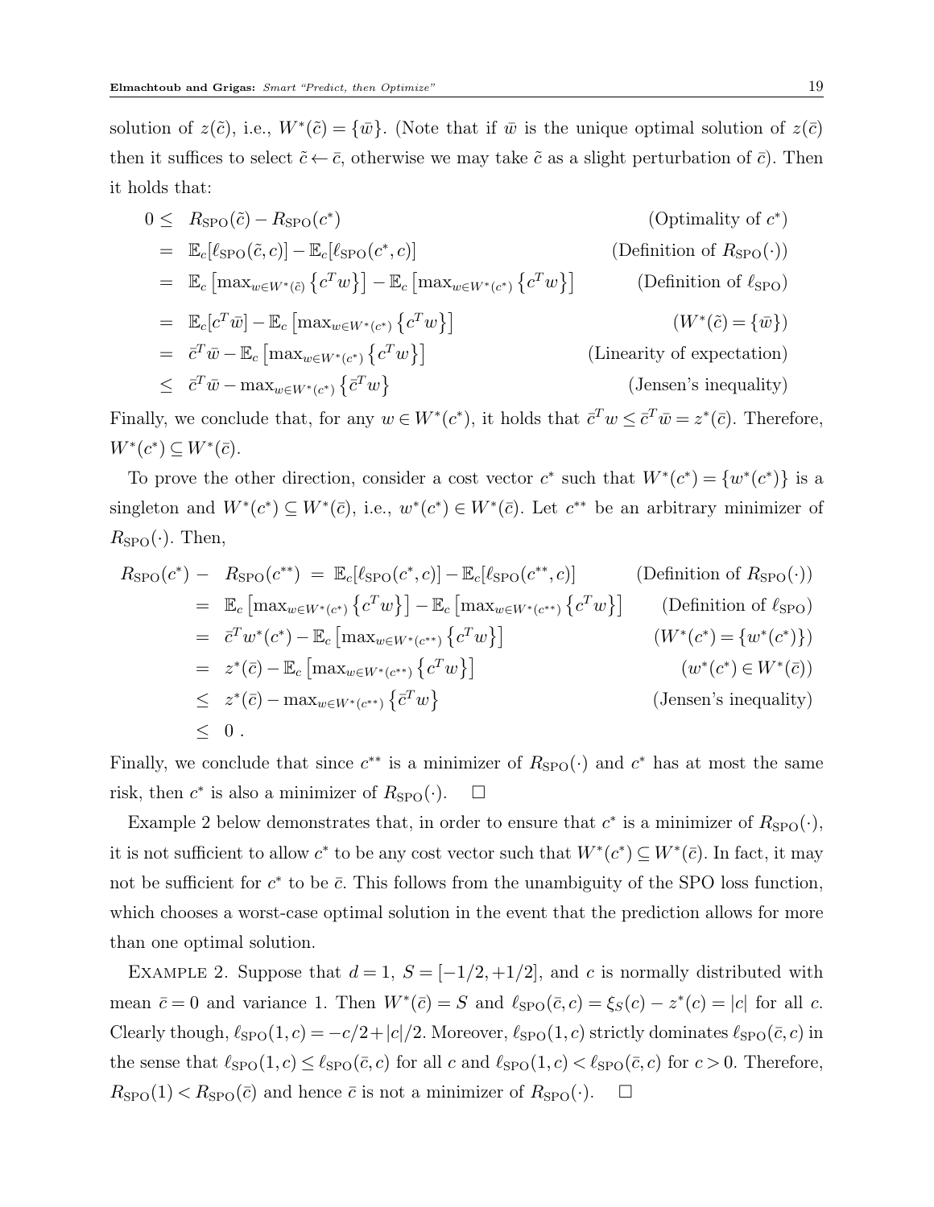solution of $z(\tilde{c})$, i.e., $W^*(\tilde{c}) = \{\bar{w}\}$. (Note that if $\bar{w}$ is the unique optimal solution of $z(\bar{c})$ then it suffices to select $\tilde{c} \leftarrow \bar{c}$, otherwise we may take $\tilde{c}$ as a slight perturbation of $\bar{c}$). Then it holds that:

$$
\begin{aligned}
0 \leq\ & R_{\text{SPO}}(\tilde{c}) - R_{\text{SPO}}(c^*) && \text{(Optimality of } c^*\text{)} \\
=\ & \mathbb{E}_c[\ell_{\text{SPO}}(\tilde{c}, c)] - \mathbb{E}_c[\ell_{\text{SPO}}(c^*, c)] && \text{(Definition of } R_{\text{SPO}}(\cdot)\text{)} \\
=\ & \mathbb{E}_c\left[\max_{w \in W^*(\tilde{c})} \left\{c^T w\right\}\right] - \mathbb{E}_c\left[\max_{w \in W^*(c^*)} \left\{c^T w\right\}\right] && \text{(Definition of } \ell_{\text{SPO}}\text{)} \\
=\ & \mathbb{E}_c[c^T \bar{w}] - \mathbb{E}_c\left[\max_{w \in W^*(c^*)} \left\{c^T w\right\}\right] && (W^*(\tilde{c}) = \{\bar{w}\}) \\
=\ & \bar{c}^T \bar{w} - \mathbb{E}_c\left[\max_{w \in W^*(c^*)} \left\{c^T w\right\}\right] && \text{(Linearity of expectation)} \\
\leq\ & \bar{c}^T \bar{w} - \max_{w \in W^*(c^*)} \left\{\bar{c}^T w\right\} && \text{(Jensen's inequality)}
\end{aligned}
$$

Finally, we conclude that, for any $w \in W^*(c^*)$, it holds that $\bar{c}^T w \leq \bar{c}^T \bar{w} = z^*(\bar{c})$. Therefore, $W^*(c^*) \subseteq W^*(\bar{c})$.

To prove the other direction, consider a cost vector $c^*$ such that $W^*(c^*) = \{w^*(c^*)\}$ is a singleton and $W^*(c^*) \subseteq W^*(\bar{c})$, i.e., $w^*(c^*) \in W^*(\bar{c})$. Let $c^{**}$ be an arbitrary minimizer of $R_{\text{SPO}}(\cdot)$. Then,

$$
\begin{aligned}
R_{\text{SPO}}(c^*) - R_{\text{SPO}}(c^{**}) \ =\ & \mathbb{E}_c[\ell_{\text{SPO}}(c^*, c)] - \mathbb{E}_c[\ell_{\text{SPO}}(c^{**}, c)] && \text{(Definition of } R_{\text{SPO}}(\cdot)\text{)} \\
=\ & \mathbb{E}_c\left[\max_{w \in W^*(c^*)} \left\{c^T w\right\}\right] - \mathbb{E}_c\left[\max_{w \in W^*(c^{**})} \left\{c^T w\right\}\right] && \text{(Definition of } \ell_{\text{SPO}}\text{)} \\
=\ & \bar{c}^T w^*(c^*) - \mathbb{E}_c\left[\max_{w \in W^*(c^{**})} \left\{c^T w\right\}\right] && (W^*(c^*) = \{w^*(c^*)\}) \\
=\ & z^*(\bar{c}) - \mathbb{E}_c\left[\max_{w \in W^*(c^{**})} \left\{c^T w\right\}\right] && (w^*(c^*) \in W^*(\bar{c})) \\
\leq\ & z^*(\bar{c}) - \max_{w \in W^*(c^{**})} \left\{\bar{c}^T w\right\} && \text{(Jensen's inequality)} \\
\leq\ & 0\ .
\end{aligned}
$$

Finally, we conclude that since $c^{**}$ is a minimizer of $R_{\text{SPO}}(\cdot)$ and $c^*$ has at most the same risk, then $c^*$ is also a minimizer of $R_{\text{SPO}}(\cdot)$. $\square$

Example 2 below demonstrates that, in order to ensure that $c^*$ is a minimizer of $R_{\text{SPO}}(\cdot)$, it is not sufficient to allow $c^*$ to be any cost vector such that $W^*(c^*) \subseteq W^*(\bar{c})$. In fact, it may not be sufficient for $c^*$ to be $\bar{c}$. This follows from the unambiguity of the SPO loss function, which chooses a worst-case optimal solution in the event that the prediction allows for more than one optimal solution.

Example 2. Suppose that $d = 1$, $S = [-1/2, +1/2]$, and $c$ is normally distributed with mean $\bar{c} = 0$ and variance 1. Then $W^*(\bar{c}) = S$ and $\ell_{\text{SPO}}(\bar{c}, c) = \xi_S(c) - z^*(c) = |c|$ for all $c$. Clearly though, $\ell_{\text{SPO}}(1, c) = -c/2 + |c|/2$. Moreover, $\ell_{\text{SPO}}(1, c)$ strictly dominates $\ell_{\text{SPO}}(\bar{c}, c)$ in the sense that $\ell_{\text{SPO}}(1, c) \leq \ell_{\text{SPO}}(\bar{c}, c)$ for all $c$ and $\ell_{\text{SPO}}(1, c) < \ell_{\text{SPO}}(\bar{c}, c)$ for $c > 0$. Therefore, $R_{\text{SPO}}(1) < R_{\text{SPO}}(\bar{c})$ and hence $\bar{c}$ is not a minimizer of $R_{\text{SPO}}(\cdot)$. $\square$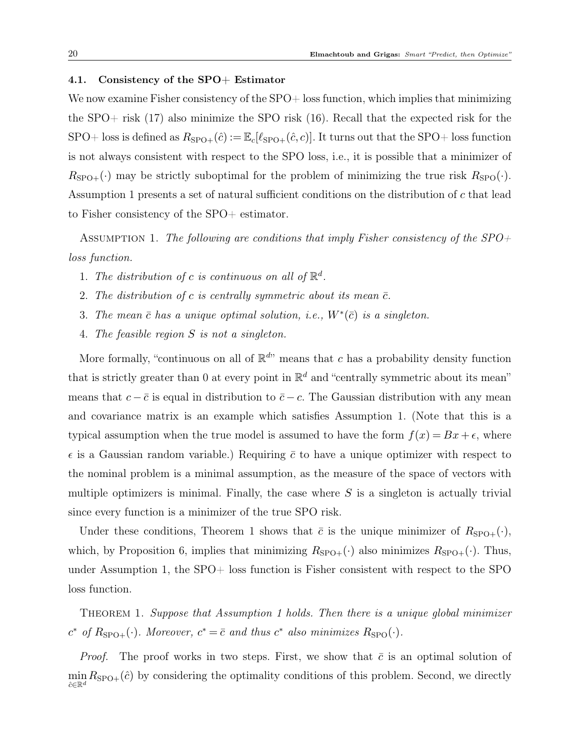### 4.1. Consistency of the SPO+ Estimator

We now examine Fisher consistency of the SPO+ loss function, which implies that minimizing the SPO+ risk (17) also minimize the SPO risk (16). Recall that the expected risk for the SPO+ loss is defined as $R_{\mathrm{SPO+}}(\hat{c}) := \mathbb{E}_c[\ell_{\mathrm{SPO+}}(\hat{c}, c)]$. It turns out that the SPO+ loss function is not always consistent with respect to the SPO loss, i.e., it is possible that a minimizer of $R_{\mathrm{SPO+}}(\cdot)$ may be strictly suboptimal for the problem of minimizing the true risk $R_{\mathrm{SPO}}(\cdot)$. Assumption 1 presents a set of natural sufficient conditions on the distribution of $c$ that lead to Fisher consistency of the SPO+ estimator.

Assumption 1. *The following are conditions that imply Fisher consistency of the SPO+ loss function.*

1. *The distribution of $c$ is continuous on all of $\mathbb{R}^d$.*
2. *The distribution of $c$ is centrally symmetric about its mean $\bar{c}$.*
3. *The mean $\bar{c}$ has a unique optimal solution, i.e., $W^*(\bar{c})$ is a singleton.*
4. *The feasible region $S$ is not a singleton.*

More formally, "continuous on all of $\mathbb{R}^d$" means that $c$ has a probability density function that is strictly greater than 0 at every point in $\mathbb{R}^d$ and "centrally symmetric about its mean" means that $c - \bar{c}$ is equal in distribution to $\bar{c} - c$. The Gaussian distribution with any mean and covariance matrix is an example which satisfies Assumption 1. (Note that this is a typical assumption when the true model is assumed to have the form $f(x) = Bx + \epsilon$, where $\epsilon$ is a Gaussian random variable.) Requiring $\bar{c}$ to have a unique optimizer with respect to the nominal problem is a minimal assumption, as the measure of the space of vectors with multiple optimizers is minimal. Finally, the case where $S$ is a singleton is actually trivial since every function is a minimizer of the true SPO risk.

Under these conditions, Theorem 1 shows that $\bar{c}$ is the unique minimizer of $R_{\mathrm{SPO+}}(\cdot)$, which, by Proposition 6, implies that minimizing $R_{\mathrm{SPO+}}(\cdot)$ also minimizes $R_{\mathrm{SPO+}}(\cdot)$. Thus, under Assumption 1, the SPO+ loss function is Fisher consistent with respect to the SPO loss function.

Theorem 1. *Suppose that Assumption 1 holds. Then there is a unique global minimizer $c^*$ of $R_{\mathrm{SPO+}}(\cdot)$. Moreover, $c^* = \bar{c}$ and thus $c^*$ also minimizes $R_{\mathrm{SPO}}(\cdot)$.*

*Proof.* The proof works in two steps. First, we show that $\bar{c}$ is an optimal solution of $\min_{\hat{c} \in \mathbb{R}^d} R_{\mathrm{SPO+}}(\hat{c})$ by considering the optimality conditions of this problem. Second, we directly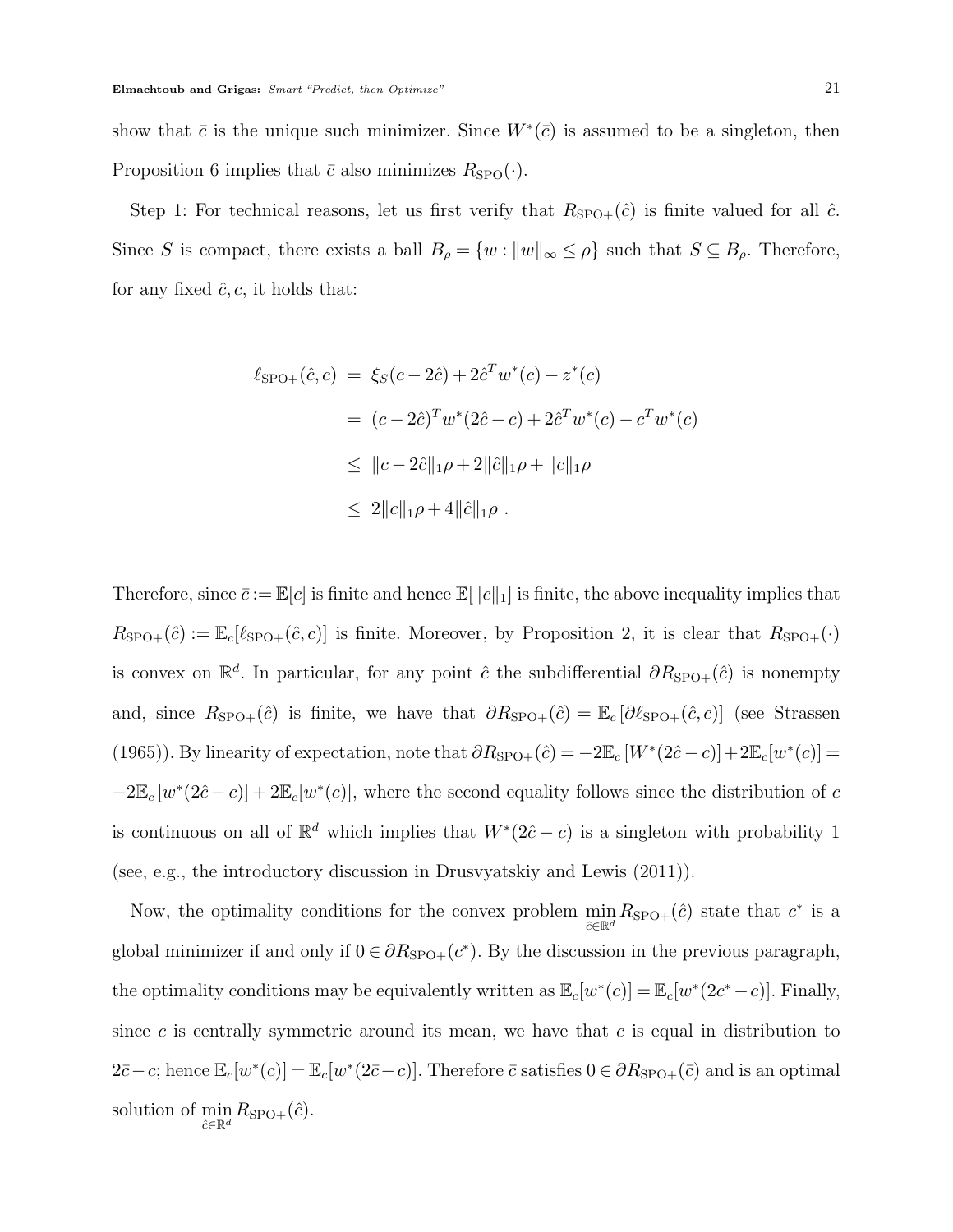show that $\bar{c}$ is the unique such minimizer. Since $W^*(\bar{c})$ is assumed to be a singleton, then Proposition 6 implies that $\bar{c}$ also minimizes $R_{\text{SPO}}(\cdot)$.

Step 1: For technical reasons, let us first verify that $R_{\text{SPO+}}(\hat{c})$ is finite valued for all $\hat{c}$. Since $S$ is compact, there exists a ball $B_\rho = \{w : \|w\|_\infty \leq \rho\}$ such that $S \subseteq B_\rho$. Therefore, for any fixed $\hat{c}, c$, it holds that:

$$
\begin{aligned}
\ell_{\text{SPO+}}(\hat{c}, c) &= \xi_S(c - 2\hat{c}) + 2\hat{c}^T w^*(c) - z^*(c) \\
&= (c - 2\hat{c})^T w^*(2\hat{c} - c) + 2\hat{c}^T w^*(c) - c^T w^*(c) \\
&\leq \|c - 2\hat{c}\|_1 \rho + 2\|\hat{c}\|_1 \rho + \|c\|_1 \rho \\
&\leq 2\|c\|_1 \rho + 4\|\hat{c}\|_1 \rho \ .
\end{aligned}
$$

Therefore, since $\bar{c} := \mathbb{E}[c]$ is finite and hence $\mathbb{E}[\|c\|_1]$ is finite, the above inequality implies that $R_{\text{SPO+}}(\hat{c}) := \mathbb{E}_c[\ell_{\text{SPO+}}(\hat{c}, c)]$ is finite. Moreover, by Proposition 2, it is clear that $R_{\text{SPO+}}(\cdot)$ is convex on $\mathbb{R}^d$. In particular, for any point $\hat{c}$ the subdifferential $\partial R_{\text{SPO+}}(\hat{c})$ is nonempty and, since $R_{\text{SPO+}}(\hat{c})$ is finite, we have that $\partial R_{\text{SPO+}}(\hat{c}) = \mathbb{E}_c\left[\partial \ell_{\text{SPO+}}(\hat{c}, c)\right]$ (see Strassen (1965)). By linearity of expectation, note that $\partial R_{\text{SPO+}}(\hat{c}) = -2\mathbb{E}_c\left[W^*(2\hat{c} - c)\right] + 2\mathbb{E}_c[w^*(c)] = -2\mathbb{E}_c\left[w^*(2\hat{c} - c)\right] + 2\mathbb{E}_c[w^*(c)]$, where the second equality follows since the distribution of $c$ is continuous on all of $\mathbb{R}^d$ which implies that $W^*(2\hat{c} - c)$ is a singleton with probability 1 (see, e.g., the introductory discussion in Drusvyatskiy and Lewis (2011)).

Now, the optimality conditions for the convex problem $\min_{\hat{c} \in \mathbb{R}^d} R_{\text{SPO+}}(\hat{c})$ state that $c^*$ is a global minimizer if and only if $0 \in \partial R_{\text{SPO+}}(c^*)$. By the discussion in the previous paragraph, the optimality conditions may be equivalently written as $\mathbb{E}_c[w^*(c)] = \mathbb{E}_c[w^*(2c^* - c)]$. Finally, since $c$ is centrally symmetric around its mean, we have that $c$ is equal in distribution to $2\bar{c} - c$; hence $\mathbb{E}_c[w^*(c)] = \mathbb{E}_c[w^*(2\bar{c} - c)]$. Therefore $\bar{c}$ satisfies $0 \in \partial R_{\text{SPO+}}(\bar{c})$ and is an optimal solution of $\min_{\hat{c} \in \mathbb{R}^d} R_{\text{SPO+}}(\hat{c})$.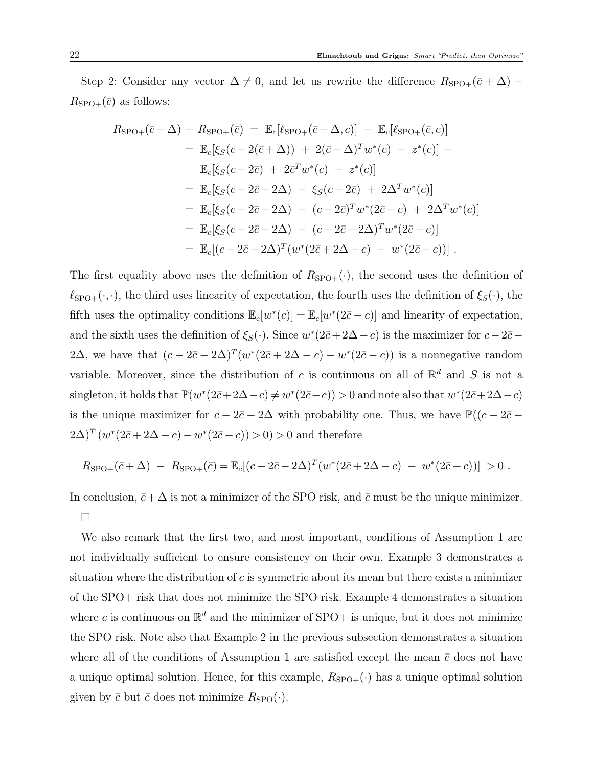Step 2: Consider any vector $\Delta \neq 0$, and let us rewrite the difference $R_{\text{SPO+}}(\bar{c} + \Delta) - R_{\text{SPO+}}(\bar{c})$ as follows:

$$
\begin{aligned}
R_{\text{SPO+}}(\bar{c}+\Delta) - R_{\text{SPO+}}(\bar{c}) &= \mathbb{E}_c[\ell_{\text{SPO+}}(\bar{c}+\Delta, c)] - \mathbb{E}_c[\ell_{\text{SPO+}}(\bar{c}, c)] \\
&= \mathbb{E}_c[\xi_S(c - 2(\bar{c}+\Delta)) + 2(\bar{c}+\Delta)^T w^*(c) - z^*(c)] - \\
&\quad \mathbb{E}_c[\xi_S(c - 2\bar{c}) + 2\bar{c}^T w^*(c) - z^*(c)] \\
&= \mathbb{E}_c[\xi_S(c - 2\bar{c} - 2\Delta) - \xi_S(c - 2\bar{c}) + 2\Delta^T w^*(c)] \\
&= \mathbb{E}_c[\xi_S(c - 2\bar{c} - 2\Delta) - (c - 2\bar{c})^T w^*(2\bar{c} - c) + 2\Delta^T w^*(c)] \\
&= \mathbb{E}_c[\xi_S(c - 2\bar{c} - 2\Delta) - (c - 2\bar{c} - 2\Delta)^T w^*(2\bar{c} - c)] \\
&= \mathbb{E}_c[(c - 2\bar{c} - 2\Delta)^T (w^*(2\bar{c} + 2\Delta - c) - w^*(2\bar{c} - c))] \ .
\end{aligned}
$$

The first equality above uses the definition of $R_{\text{SPO+}}(\cdot)$, the second uses the definition of $\ell_{\text{SPO+}}(\cdot, \cdot)$, the third uses linearity of expectation, the fourth uses the definition of $\xi_S(\cdot)$, the fifth uses the optimality conditions $\mathbb{E}_c[w^*(c)] = \mathbb{E}_c[w^*(2\bar{c} - c)]$ and linearity of expectation, and the sixth uses the definition of $\xi_S(\cdot)$. Since $w^*(2\bar{c}+2\Delta-c)$ is the maximizer for $c - 2\bar{c} - 2\Delta$, we have that $(c - 2\bar{c} - 2\Delta)^T(w^*(2\bar{c} + 2\Delta - c) - w^*(2\bar{c} - c))$ is a nonnegative random variable. Moreover, since the distribution of $c$ is continuous on all of $\mathbb{R}^d$ and $S$ is not a singleton, it holds that $\mathbb{P}(w^*(2\bar{c}+2\Delta-c) \neq w^*(2\bar{c}-c)) > 0$ and note also that $w^*(2\bar{c}+2\Delta-c)$ is the unique maximizer for $c - 2\bar{c} - 2\Delta$ with probability one. Thus, we have $\mathbb{P}((c - 2\bar{c} - 2\Delta)^T (w^*(2\bar{c} + 2\Delta - c) - w^*(2\bar{c} - c)) > 0) > 0$ and therefore

$$
R_{\text{SPO+}}(\bar{c}+\Delta) - R_{\text{SPO+}}(\bar{c}) = \mathbb{E}_c[(c - 2\bar{c} - 2\Delta)^T (w^*(2\bar{c} + 2\Delta - c) - w^*(2\bar{c} - c))] > 0 \ .
$$

In conclusion, $\bar{c} + \Delta$ is not a minimizer of the SPO risk, and $\bar{c}$ must be the unique minimizer. $\square$

We also remark that the first two, and most important, conditions of Assumption 1 are not individually sufficient to ensure consistency on their own. Example 3 demonstrates a situation where the distribution of $c$ is symmetric about its mean but there exists a minimizer of the SPO+ risk that does not minimize the SPO risk. Example 4 demonstrates a situation where $c$ is continuous on $\mathbb{R}^d$ and the minimizer of SPO+ is unique, but it does not minimize the SPO risk. Note also that Example 2 in the previous subsection demonstrates a situation where all of the conditions of Assumption 1 are satisfied except the mean $\bar{c}$ does not have a unique optimal solution. Hence, for this example, $R_{\text{SPO+}}(\cdot)$ has a unique optimal solution given by $\bar{c}$ but $\bar{c}$ does not minimize $R_{\text{SPO}}(\cdot)$.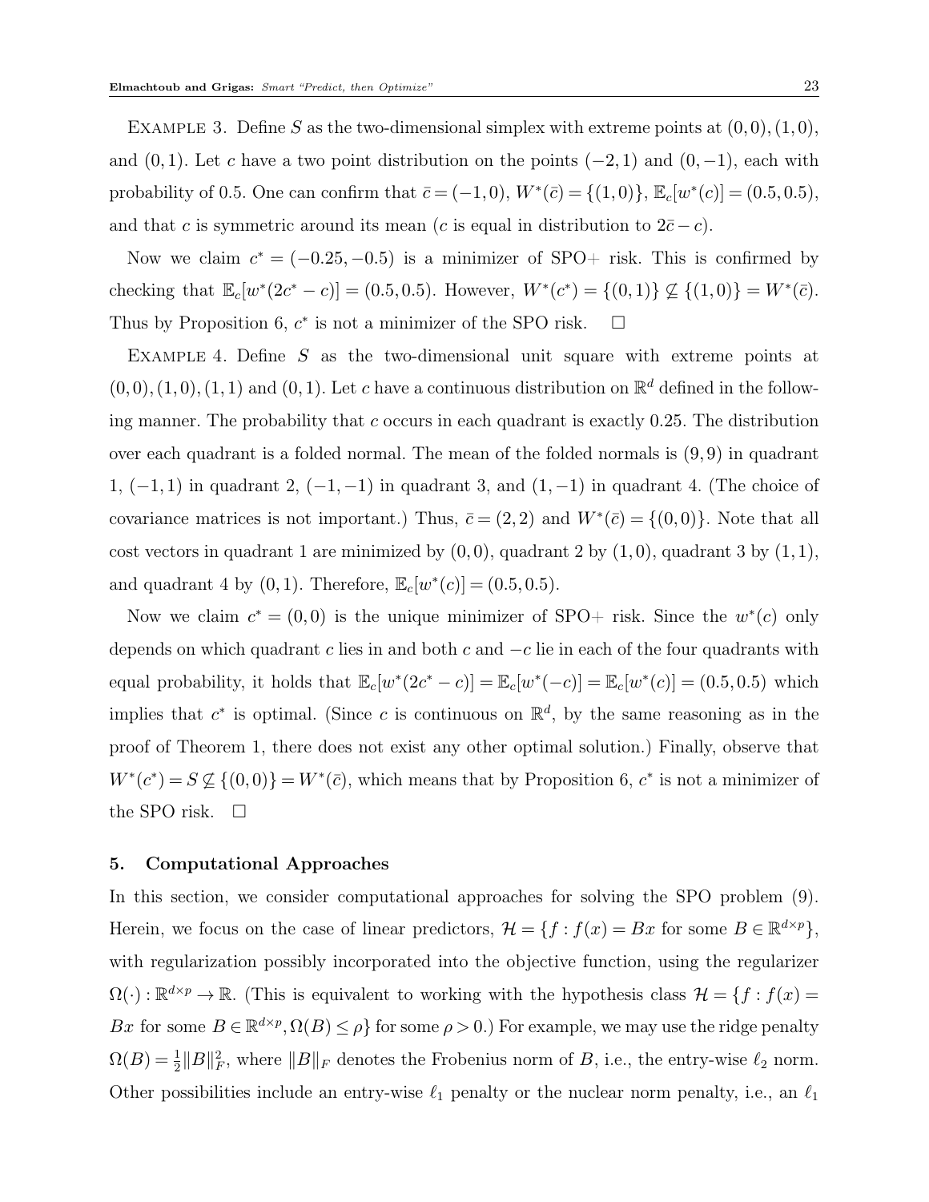Example 3. Define $S$ as the two-dimensional simplex with extreme points at $(0,0),(1,0)$, and $(0,1)$. Let $c$ have a two point distribution on the points $(-2,1)$ and $(0,-1)$, each with probability of 0.5. One can confirm that $\bar{c} = (-1,0)$, $W^*(\bar{c}) = \{(1,0)\}$, $\mathbb{E}_c[w^*(c)] = (0.5, 0.5)$, and that $c$ is symmetric around its mean ($c$ is equal in distribution to $2\bar{c} - c$).

Now we claim $c^* = (-0.25, -0.5)$ is a minimizer of SPO+ risk. This is confirmed by checking that $\mathbb{E}_c[w^*(2c^* - c)] = (0.5, 0.5)$. However, $W^*(c^*) = \{(0,1)\} \not\subseteq \{(1,0)\} = W^*(\bar{c})$. Thus by Proposition 6, $c^*$ is not a minimizer of the SPO risk. $\square$

Example 4. Define $S$ as the two-dimensional unit square with extreme points at $(0,0),(1,0),(1,1)$ and $(0,1)$. Let $c$ have a continuous distribution on $\mathbb{R}^d$ defined in the following manner. The probability that $c$ occurs in each quadrant is exactly 0.25. The distribution over each quadrant is a folded normal. The mean of the folded normals is $(9,9)$ in quadrant 1, $(-1,1)$ in quadrant 2, $(-1,-1)$ in quadrant 3, and $(1,-1)$ in quadrant 4. (The choice of covariance matrices is not important.) Thus, $\bar{c} = (2,2)$ and $W^*(\bar{c}) = \{(0,0)\}$. Note that all cost vectors in quadrant 1 are minimized by $(0,0)$, quadrant 2 by $(1,0)$, quadrant 3 by $(1,1)$, and quadrant 4 by $(0,1)$. Therefore, $\mathbb{E}_c[w^*(c)] = (0.5, 0.5)$.

Now we claim $c^* = (0,0)$ is the unique minimizer of SPO+ risk. Since the $w^*(c)$ only depends on which quadrant $c$ lies in and both $c$ and $-c$ lie in each of the four quadrants with equal probability, it holds that $\mathbb{E}_c[w^*(2c^* - c)] = \mathbb{E}_c[w^*(-c)] = \mathbb{E}_c[w^*(c)] = (0.5, 0.5)$ which implies that $c^*$ is optimal. (Since $c$ is continuous on $\mathbb{R}^d$, by the same reasoning as in the proof of Theorem 1, there does not exist any other optimal solution.) Finally, observe that $W^*(c^*) = S \not\subseteq \{(0,0)\} = W^*(\bar{c})$, which means that by Proposition 6, $c^*$ is not a minimizer of the SPO risk. $\square$

## 5. Computational Approaches

In this section, we consider computational approaches for solving the SPO problem (9). Herein, we focus on the case of linear predictors, $\mathcal{H} = \{f : f(x) = Bx \text{ for some } B \in \mathbb{R}^{d \times p}\}$, with regularization possibly incorporated into the objective function, using the regularizer $\Omega(\cdot) : \mathbb{R}^{d \times p} \to \mathbb{R}$. (This is equivalent to working with the hypothesis class $\mathcal{H} = \{f : f(x) = Bx \text{ for some } B \in \mathbb{R}^{d \times p}, \Omega(B) \leq \rho\}$ for some $\rho > 0$.) For example, we may use the ridge penalty $\Omega(B) = \frac{1}{2}\|B\|_F^2$, where $\|B\|_F$ denotes the Frobenius norm of $B$, i.e., the entry-wise $\ell_2$ norm. Other possibilities include an entry-wise $\ell_1$ penalty or the nuclear norm penalty, i.e., an $\ell_1$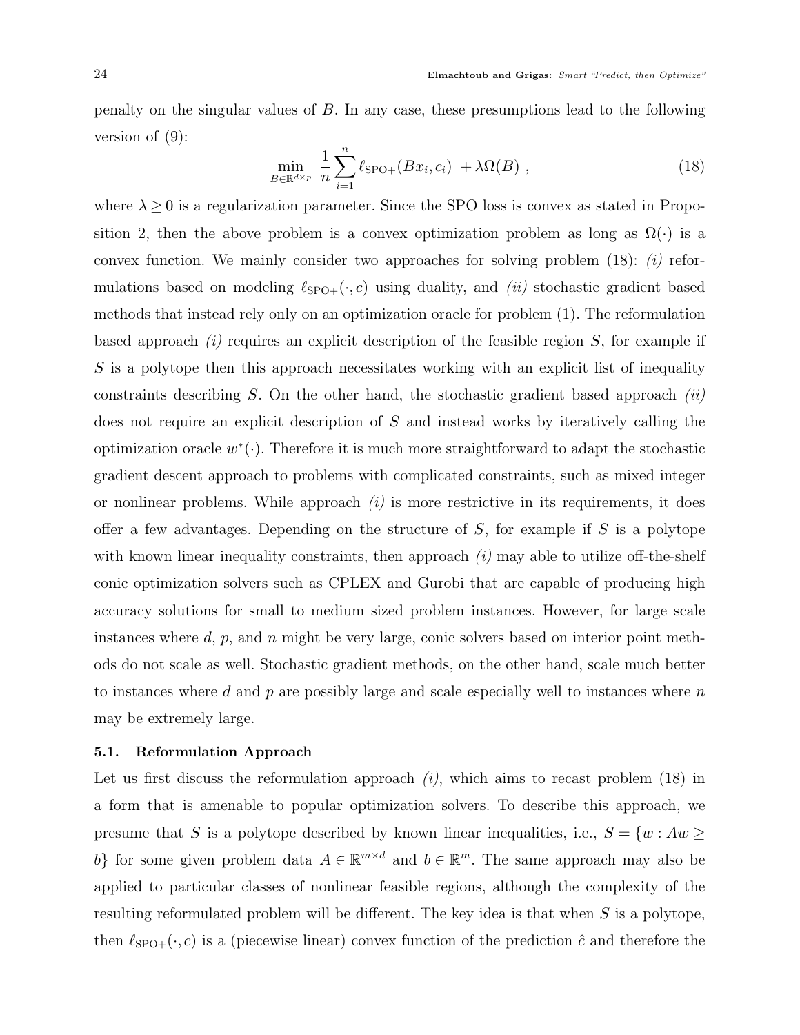penalty on the singular values of $B$. In any case, these presumptions lead to the following version of (9):

$$\min_{B \in \mathbb{R}^{d \times p}} \; \frac{1}{n} \sum_{i=1}^{n} \ell_{\mathrm{SPO+}}(Bx_i, c_i) \; + \lambda \Omega(B) \; , \tag{18}$$

where $\lambda \geq 0$ is a regularization parameter. Since the SPO loss is convex as stated in Proposition 2, then the above problem is a convex optimization problem as long as $\Omega(\cdot)$ is a convex function. We mainly consider two approaches for solving problem (18): *(i)* reformulations based on modeling $\ell_{\mathrm{SPO+}}(\cdot, c)$ using duality, and *(ii)* stochastic gradient based methods that instead rely only on an optimization oracle for problem (1). The reformulation based approach *(i)* requires an explicit description of the feasible region $S$, for example if $S$ is a polytope then this approach necessitates working with an explicit list of inequality constraints describing $S$. On the other hand, the stochastic gradient based approach *(ii)* does not require an explicit description of $S$ and instead works by iteratively calling the optimization oracle $w^*(\cdot)$. Therefore it is much more straightforward to adapt the stochastic gradient descent approach to problems with complicated constraints, such as mixed integer or nonlinear problems. While approach *(i)* is more restrictive in its requirements, it does offer a few advantages. Depending on the structure of $S$, for example if $S$ is a polytope with known linear inequality constraints, then approach *(i)* may able to utilize off-the-shelf conic optimization solvers such as CPLEX and Gurobi that are capable of producing high accuracy solutions for small to medium sized problem instances. However, for large scale instances where $d$, $p$, and $n$ might be very large, conic solvers based on interior point methods do not scale as well. Stochastic gradient methods, on the other hand, scale much better to instances where $d$ and $p$ are possibly large and scale especially well to instances where $n$ may be extremely large.

### 5.1. Reformulation Approach

Let us first discuss the reformulation approach *(i)*, which aims to recast problem (18) in a form that is amenable to popular optimization solvers. To describe this approach, we presume that $S$ is a polytope described by known linear inequalities, i.e., $S = \{w : Aw \geq b\}$ for some given problem data $A \in \mathbb{R}^{m \times d}$ and $b \in \mathbb{R}^m$. The same approach may also be applied to particular classes of nonlinear feasible regions, although the complexity of the resulting reformulated problem will be different. The key idea is that when $S$ is a polytope, then $\ell_{\mathrm{SPO+}}(\cdot, c)$ is a (piecewise linear) convex function of the prediction $\hat{c}$ and therefore the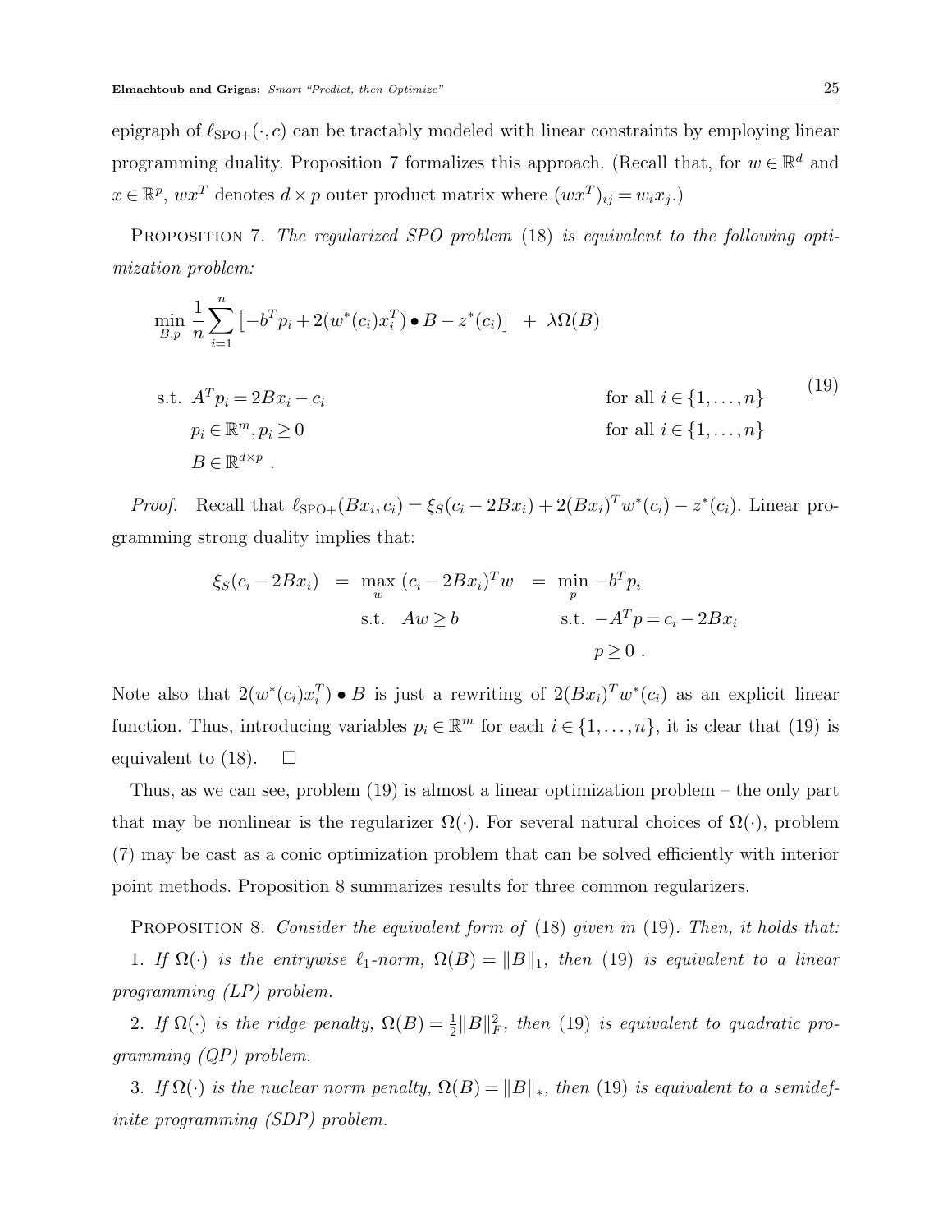epigraph of $\ell_{\text{SPO+}}(\cdot, c)$ can be tractably modeled with linear constraints by employing linear programming duality. Proposition 7 formalizes this approach. (Recall that, for $w \in \mathbb{R}^d$ and $x \in \mathbb{R}^p$, $wx^T$ denotes $d \times p$ outer product matrix where $(wx^T)_{ij} = w_i x_j$.)

Proposition 7. *The regularized SPO problem* (18) *is equivalent to the following optimization problem:*

$$
\begin{aligned}
\min_{B,p} \ & \frac{1}{n}\sum_{i=1}^{n}\left[-b^T p_i + 2(w^*(c_i)x_i^T) \bullet B - z^*(c_i)\right] \ + \ \lambda \Omega(B) \\
\text{s.t.} \ & A^T p_i = 2Bx_i - c_i \qquad \text{for all } i \in \{1,\ldots,n\} \\
& p_i \in \mathbb{R}^m, p_i \geq 0 \qquad \text{for all } i \in \{1,\ldots,n\} \\
& B \in \mathbb{R}^{d \times p} \ .
\end{aligned}
\tag{19}
$$

*Proof.* Recall that $\ell_{\text{SPO+}}(Bx_i, c_i) = \xi_S(c_i - 2Bx_i) + 2(Bx_i)^T w^*(c_i) - z^*(c_i)$. Linear programming strong duality implies that:

$$
\xi_S(c_i - 2Bx_i) \ = \ \begin{array}{ll} \max\limits_{w} & (c_i - 2Bx_i)^T w \\ \text{s.t.} & Aw \geq b \end{array} \ = \ \begin{array}{ll} \min\limits_{p} & -b^T p_i \\ \text{s.t.} & -A^T p = c_i - 2Bx_i \\ & p \geq 0 \ . \end{array}
$$

Note also that $2(w^*(c_i)x_i^T) \bullet B$ is just a rewriting of $2(Bx_i)^T w^*(c_i)$ as an explicit linear function. Thus, introducing variables $p_i \in \mathbb{R}^m$ for each $i \in \{1,\ldots,n\}$, it is clear that (19) is equivalent to (18). $\square$

Thus, as we can see, problem (19) is almost a linear optimization problem – the only part that may be nonlinear is the regularizer $\Omega(\cdot)$. For several natural choices of $\Omega(\cdot)$, problem (7) may be cast as a conic optimization problem that can be solved efficiently with interior point methods. Proposition 8 summarizes results for three common regularizers.

Proposition 8. *Consider the equivalent form of* (18) *given in* (19)*. Then, it holds that:*

1. *If $\Omega(\cdot)$ is the entrywise $\ell_1$-norm, $\Omega(B) = \|B\|_1$, then* (19) *is equivalent to a linear programming (LP) problem.*

2. *If $\Omega(\cdot)$ is the ridge penalty, $\Omega(B) = \frac{1}{2}\|B\|_F^2$, then* (19) *is equivalent to quadratic programming (QP) problem.*

3. *If $\Omega(\cdot)$ is the nuclear norm penalty, $\Omega(B) = \|B\|_*$, then* (19) *is equivalent to a semidefinite programming (SDP) problem.*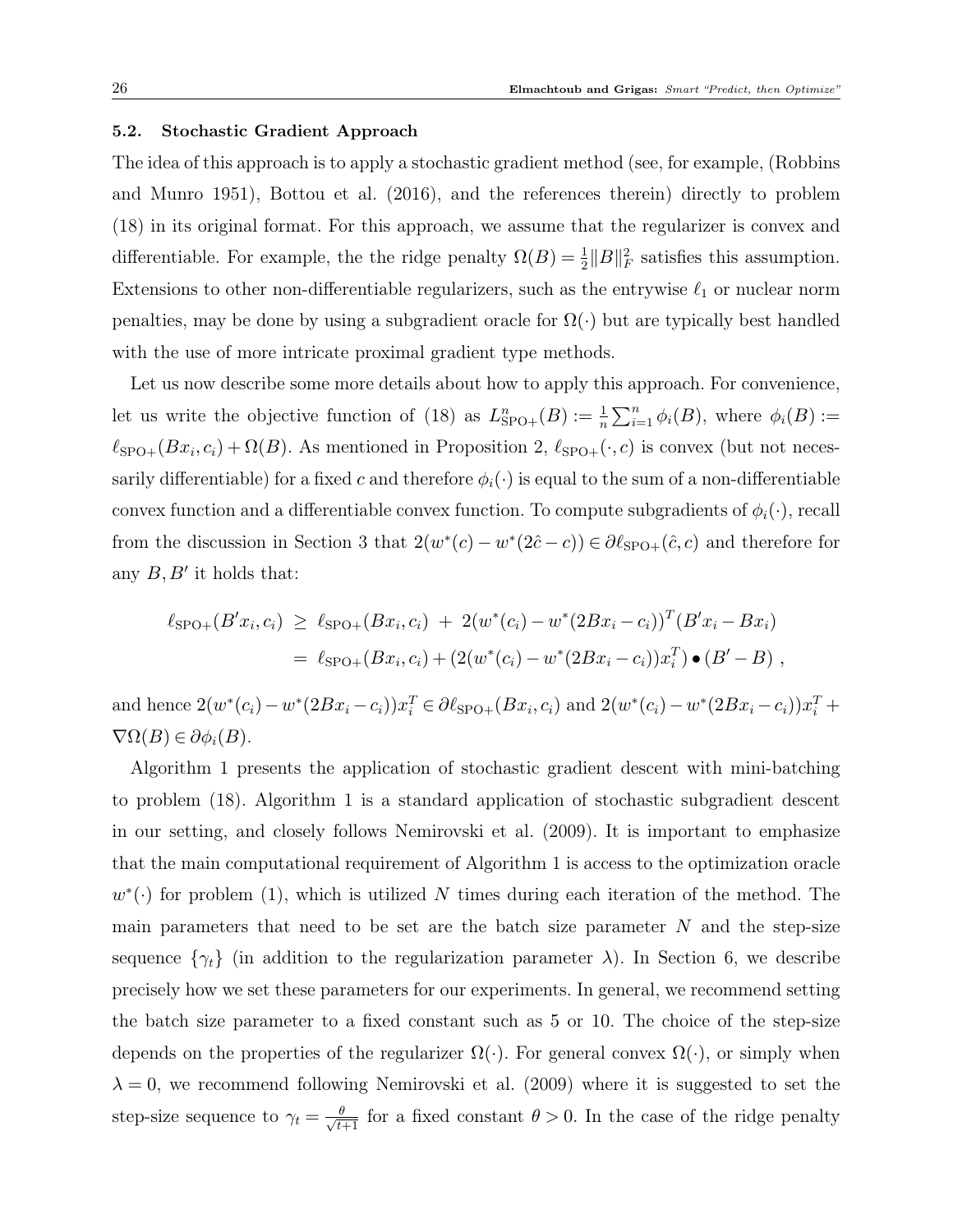### 5.2. Stochastic Gradient Approach

The idea of this approach is to apply a stochastic gradient method (see, for example, (Robbins and Munro 1951), Bottou et al. (2016), and the references therein) directly to problem (18) in its original format. For this approach, we assume that the regularizer is convex and differentiable. For example, the the ridge penalty $\Omega(B) = \frac{1}{2}\|B\|_F^2$ satisfies this assumption. Extensions to other non-differentiable regularizers, such as the entrywise $\ell_1$ or nuclear norm penalties, may be done by using a subgradient oracle for $\Omega(\cdot)$ but are typically best handled with the use of more intricate proximal gradient type methods.

Let us now describe some more details about how to apply this approach. For convenience, let us write the objective function of (18) as $L^n_{\text{SPO+}}(B) := \frac{1}{n}\sum_{i=1}^n \phi_i(B)$, where $\phi_i(B) := \ell_{\text{SPO+}}(Bx_i, c_i) + \Omega(B)$. As mentioned in Proposition 2, $\ell_{\text{SPO+}}(\cdot, c)$ is convex (but not necessarily differentiable) for a fixed $c$ and therefore $\phi_i(\cdot)$ is equal to the sum of a non-differentiable convex function and a differentiable convex function. To compute subgradients of $\phi_i(\cdot)$, recall from the discussion in Section 3 that $2(w^*(c) - w^*(2\hat{c} - c)) \in \partial \ell_{\text{SPO+}}(\hat{c}, c)$ and therefore for any $B, B'$ it holds that:

$$
\begin{aligned}
\ell_{\text{SPO+}}(B'x_i, c_i) \;&\geq\; \ell_{\text{SPO+}}(Bx_i, c_i) \;+\; 2(w^*(c_i) - w^*(2Bx_i - c_i))^T(B'x_i - Bx_i) \\
&=\; \ell_{\text{SPO+}}(Bx_i, c_i) + (2(w^*(c_i) - w^*(2Bx_i - c_i))x_i^T) \bullet (B' - B) \;,
\end{aligned}
$$

and hence $2(w^*(c_i) - w^*(2Bx_i - c_i))x_i^T \in \partial \ell_{\text{SPO+}}(Bx_i, c_i)$ and $2(w^*(c_i) - w^*(2Bx_i - c_i))x_i^T + \nabla \Omega(B) \in \partial \phi_i(B)$.

Algorithm 1 presents the application of stochastic gradient descent with mini-batching to problem (18). Algorithm 1 is a standard application of stochastic subgradient descent in our setting, and closely follows Nemirovski et al. (2009). It is important to emphasize that the main computational requirement of Algorithm 1 is access to the optimization oracle $w^*(\cdot)$ for problem (1), which is utilized $N$ times during each iteration of the method. The main parameters that need to be set are the batch size parameter $N$ and the step-size sequence $\{\gamma_t\}$ (in addition to the regularization parameter $\lambda$). In Section 6, we describe precisely how we set these parameters for our experiments. In general, we recommend setting the batch size parameter to a fixed constant such as 5 or 10. The choice of the step-size depends on the properties of the regularizer $\Omega(\cdot)$. For general convex $\Omega(\cdot)$, or simply when $\lambda = 0$, we recommend following Nemirovski et al. (2009) where it is suggested to set the step-size sequence to $\gamma_t = \frac{\theta}{\sqrt{t+1}}$ for a fixed constant $\theta > 0$. In the case of the ridge penalty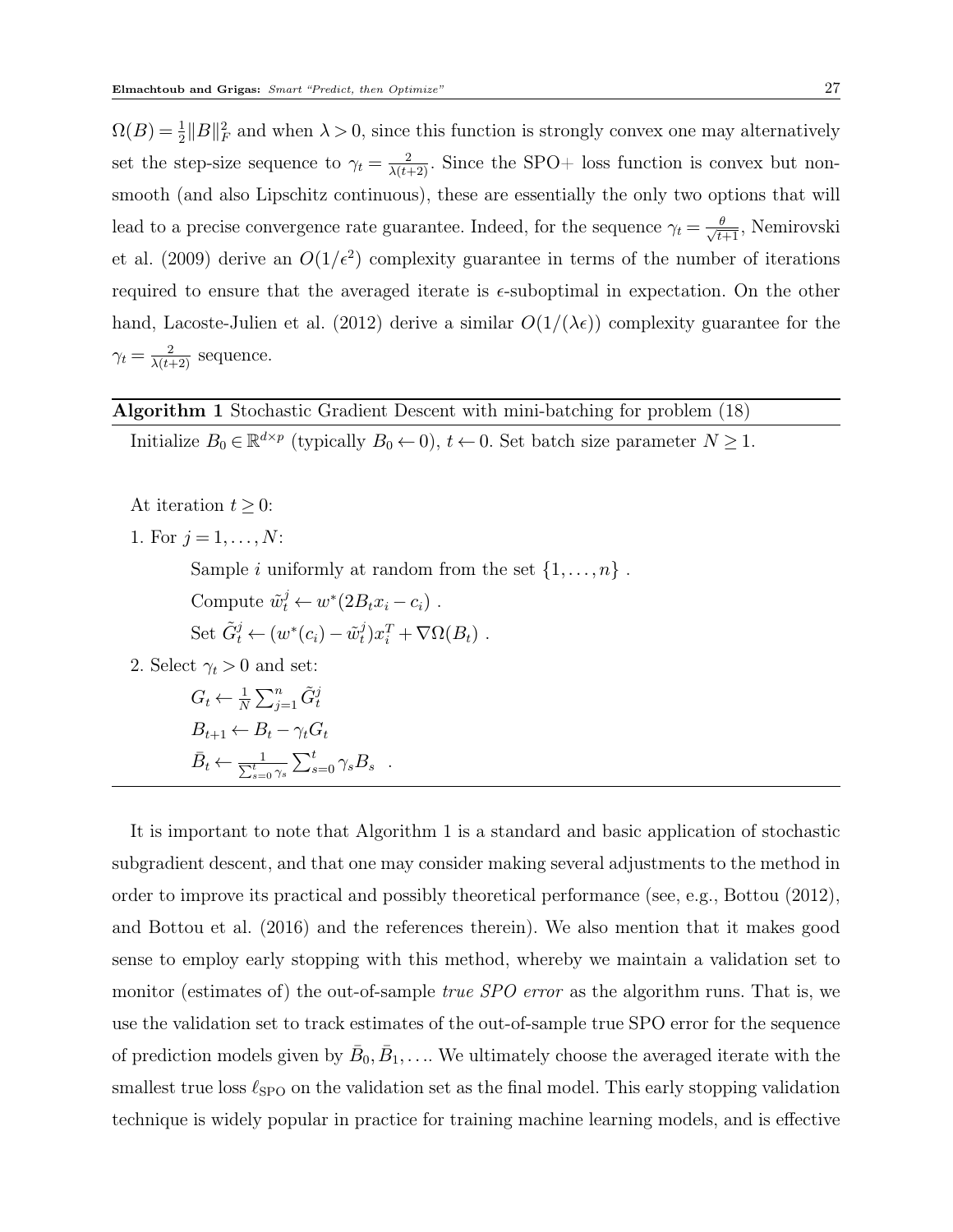$\Omega(B) = \frac{1}{2}\|B\|_F^2$ and when $\lambda > 0$, since this function is strongly convex one may alternatively set the step-size sequence to $\gamma_t = \frac{2}{\lambda(t+2)}$. Since the SPO+ loss function is convex but non-smooth (and also Lipschitz continuous), these are essentially the only two options that will lead to a precise convergence rate guarantee. Indeed, for the sequence $\gamma_t = \frac{\theta}{\sqrt{t+1}}$, Nemirovski et al. (2009) derive an $O(1/\epsilon^2)$ complexity guarantee in terms of the number of iterations required to ensure that the averaged iterate is $\epsilon$-suboptimal in expectation. On the other hand, Lacoste-Julien et al. (2012) derive a similar $O(1/(\lambda\epsilon))$ complexity guarantee for the $\gamma_t = \frac{2}{\lambda(t+2)}$ sequence.

---

**Algorithm 1** Stochastic Gradient Descent with mini-batching for problem (18)

Initialize $B_0 \in \mathbb{R}^{d\times p}$ (typically $B_0 \leftarrow 0$), $t \leftarrow 0$. Set batch size parameter $N \geq 1$.

At iteration $t \geq 0$:

1. For $j = 1, \ldots, N$:

   Sample $i$ uniformly at random from the set $\{1, \ldots, n\}$ .

   Compute $\tilde{w}_t^j \leftarrow w^*(2B_t x_i - c_i)$ .

   Set $\tilde{G}_t^j \leftarrow (w^*(c_i) - \tilde{w}_t^j)x_i^T + \nabla\Omega(B_t)$ .

2. Select $\gamma_t > 0$ and set:

   $G_t \leftarrow \frac{1}{N}\sum_{j=1}^{n} \tilde{G}_t^j$

   $B_{t+1} \leftarrow B_t - \gamma_t G_t$

   $\bar{B}_t \leftarrow \frac{1}{\sum_{s=0}^{t}\gamma_s}\sum_{s=0}^{t}\gamma_s B_s$ .

---

It is important to note that Algorithm 1 is a standard and basic application of stochastic subgradient descent, and that one may consider making several adjustments to the method in order to improve its practical and possibly theoretical performance (see, e.g., Bottou (2012), and Bottou et al. (2016) and the references therein). We also mention that it makes good sense to employ early stopping with this method, whereby we maintain a validation set to monitor (estimates of) the out-of-sample *true SPO error* as the algorithm runs. That is, we use the validation set to track estimates of the out-of-sample true SPO error for the sequence of prediction models given by $\bar{B}_0, \bar{B}_1, \ldots$. We ultimately choose the averaged iterate with the smallest true loss $\ell_{\text{SPO}}$ on the validation set as the final model. This early stopping validation technique is widely popular in practice for training machine learning models, and is effective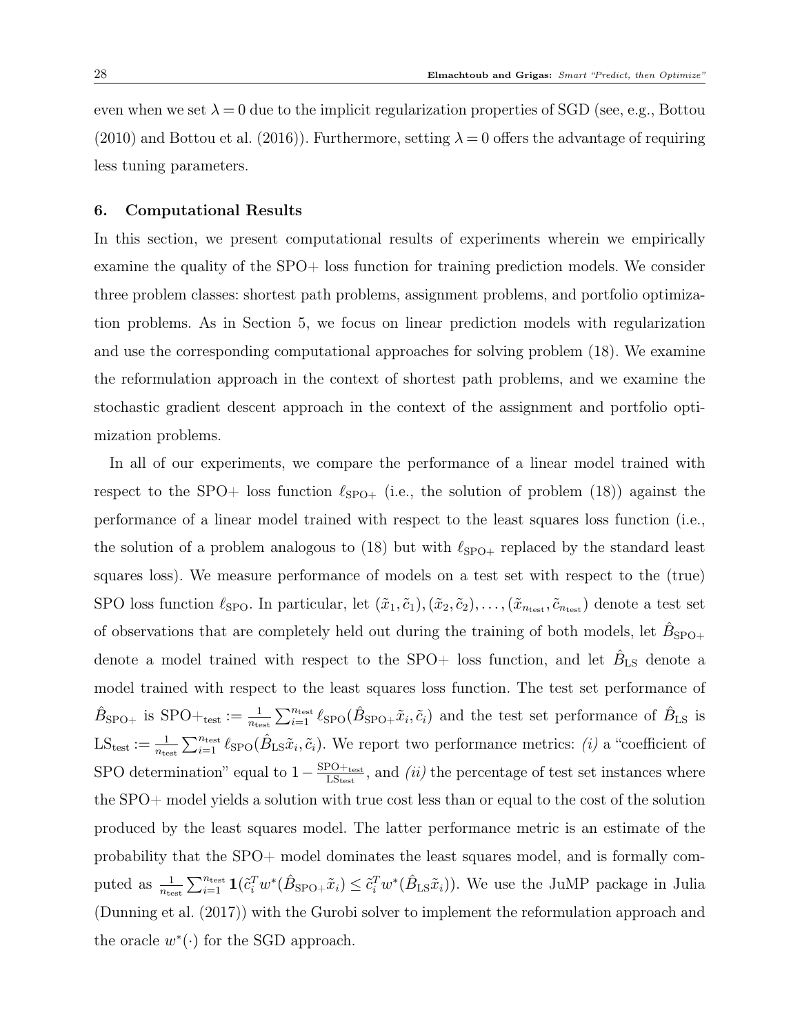even when we set $\lambda = 0$ due to the implicit regularization properties of SGD (see, e.g., Bottou (2010) and Bottou et al. (2016)). Furthermore, setting $\lambda = 0$ offers the advantage of requiring less tuning parameters.

## 6. Computational Results

In this section, we present computational results of experiments wherein we empirically examine the quality of the SPO+ loss function for training prediction models. We consider three problem classes: shortest path problems, assignment problems, and portfolio optimization problems. As in Section 5, we focus on linear prediction models with regularization and use the corresponding computational approaches for solving problem (18). We examine the reformulation approach in the context of shortest path problems, and we examine the stochastic gradient descent approach in the context of the assignment and portfolio optimization problems.

In all of our experiments, we compare the performance of a linear model trained with respect to the SPO+ loss function $\ell_{\text{SPO+}}$ (i.e., the solution of problem (18)) against the performance of a linear model trained with respect to the least squares loss function (i.e., the solution of a problem analogous to (18) but with $\ell_{\text{SPO+}}$ replaced by the standard least squares loss). We measure performance of models on a test set with respect to the (true) SPO loss function $\ell_{\text{SPO}}$. In particular, let $(\tilde{x}_1, \tilde{c}_1), (\tilde{x}_2, \tilde{c}_2), \ldots, (\tilde{x}_{n_{\text{test}}}, \tilde{c}_{n_{\text{test}}})$ denote a test set of observations that are completely held out during the training of both models, let $\hat{B}_{\text{SPO+}}$ denote a model trained with respect to the SPO+ loss function, and let $\hat{B}_{\text{LS}}$ denote a model trained with respect to the least squares loss function. The test set performance of $\hat{B}_{\text{SPO+}}$ is $\text{SPO+}_{\text{test}} := \frac{1}{n_{\text{test}}} \sum_{i=1}^{n_{\text{test}}} \ell_{\text{SPO}}(\hat{B}_{\text{SPO+}} \tilde{x}_i, \tilde{c}_i)$ and the test set performance of $\hat{B}_{\text{LS}}$ is $\text{LS}_{\text{test}} := \frac{1}{n_{\text{test}}} \sum_{i=1}^{n_{\text{test}}} \ell_{\text{SPO}}(\hat{B}_{\text{LS}} \tilde{x}_i, \tilde{c}_i)$. We report two performance metrics: *(i)* a "coefficient of SPO determination" equal to $1 - \frac{\text{SPO+}_{\text{test}}}{\text{LS}_{\text{test}}}$, and *(ii)* the percentage of test set instances where the SPO+ model yields a solution with true cost less than or equal to the cost of the solution produced by the least squares model. The latter performance metric is an estimate of the probability that the SPO+ model dominates the least squares model, and is formally computed as $\frac{1}{n_{\text{test}}} \sum_{i=1}^{n_{\text{test}}} \mathbf{1}(\tilde{c}_i^T w^*(\hat{B}_{\text{SPO+}} \tilde{x}_i) \leq \tilde{c}_i^T w^*(\hat{B}_{\text{LS}} \tilde{x}_i))$. We use the JuMP package in Julia (Dunning et al. (2017)) with the Gurobi solver to implement the reformulation approach and the oracle $w^*(\cdot)$ for the SGD approach.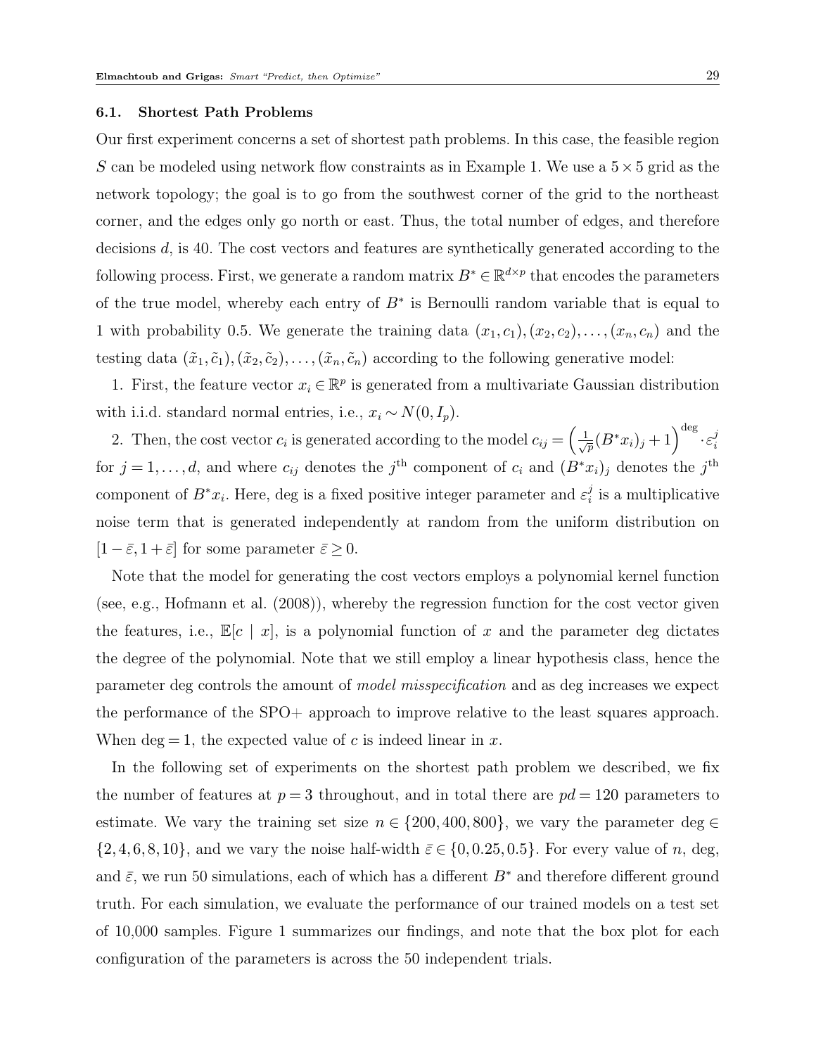### 6.1. Shortest Path Problems

Our first experiment concerns a set of shortest path problems. In this case, the feasible region $S$ can be modeled using network flow constraints as in Example 1. We use a $5 \times 5$ grid as the network topology; the goal is to go from the southwest corner of the grid to the northeast corner, and the edges only go north or east. Thus, the total number of edges, and therefore decisions $d$, is 40. The cost vectors and features are synthetically generated according to the following process. First, we generate a random matrix $B^* \in \mathbb{R}^{d \times p}$ that encodes the parameters of the true model, whereby each entry of $B^*$ is Bernoulli random variable that is equal to 1 with probability 0.5. We generate the training data $(x_1, c_1), (x_2, c_2), \ldots, (x_n, c_n)$ and the testing data $(\tilde{x}_1, \tilde{c}_1), (\tilde{x}_2, \tilde{c}_2), \ldots, (\tilde{x}_n, \tilde{c}_n)$ according to the following generative model:

1. First, the feature vector $x_i \in \mathbb{R}^p$ is generated from a multivariate Gaussian distribution with i.i.d. standard normal entries, i.e., $x_i \sim N(0, I_p)$.

2. Then, the cost vector $c_i$ is generated according to the model $c_{ij} = \left( \frac{1}{\sqrt{p}} (B^* x_i)_j + 1 \right)^{\text{deg}} \cdot \varepsilon_i^j$ for $j = 1, \ldots, d$, and where $c_{ij}$ denotes the $j^{\text{th}}$ component of $c_i$ and $(B^* x_i)_j$ denotes the $j^{\text{th}}$ component of $B^* x_i$. Here, deg is a fixed positive integer parameter and $\varepsilon_i^j$ is a multiplicative noise term that is generated independently at random from the uniform distribution on $[1 - \bar{\varepsilon}, 1 + \bar{\varepsilon}]$ for some parameter $\bar{\varepsilon} \geq 0$.

Note that the model for generating the cost vectors employs a polynomial kernel function (see, e.g., Hofmann et al. (2008)), whereby the regression function for the cost vector given the features, i.e., $\mathbb{E}[c \mid x]$, is a polynomial function of $x$ and the parameter deg dictates the degree of the polynomial. Note that we still employ a linear hypothesis class, hence the parameter deg controls the amount of *model misspecification* and as deg increases we expect the performance of the SPO+ approach to improve relative to the least squares approach. When $\text{deg} = 1$, the expected value of $c$ is indeed linear in $x$.

In the following set of experiments on the shortest path problem we described, we fix the number of features at $p = 3$ throughout, and in total there are $pd = 120$ parameters to estimate. We vary the training set size $n \in \{200, 400, 800\}$, we vary the parameter $\text{deg} \in \{2, 4, 6, 8, 10\}$, and we vary the noise half-width $\bar{\varepsilon} \in \{0, 0.25, 0.5\}$. For every value of $n$, deg, and $\bar{\varepsilon}$, we run 50 simulations, each of which has a different $B^*$ and therefore different ground truth. For each simulation, we evaluate the performance of our trained models on a test set of 10,000 samples. Figure 1 summarizes our findings, and note that the box plot for each configuration of the parameters is across the 50 independent trials.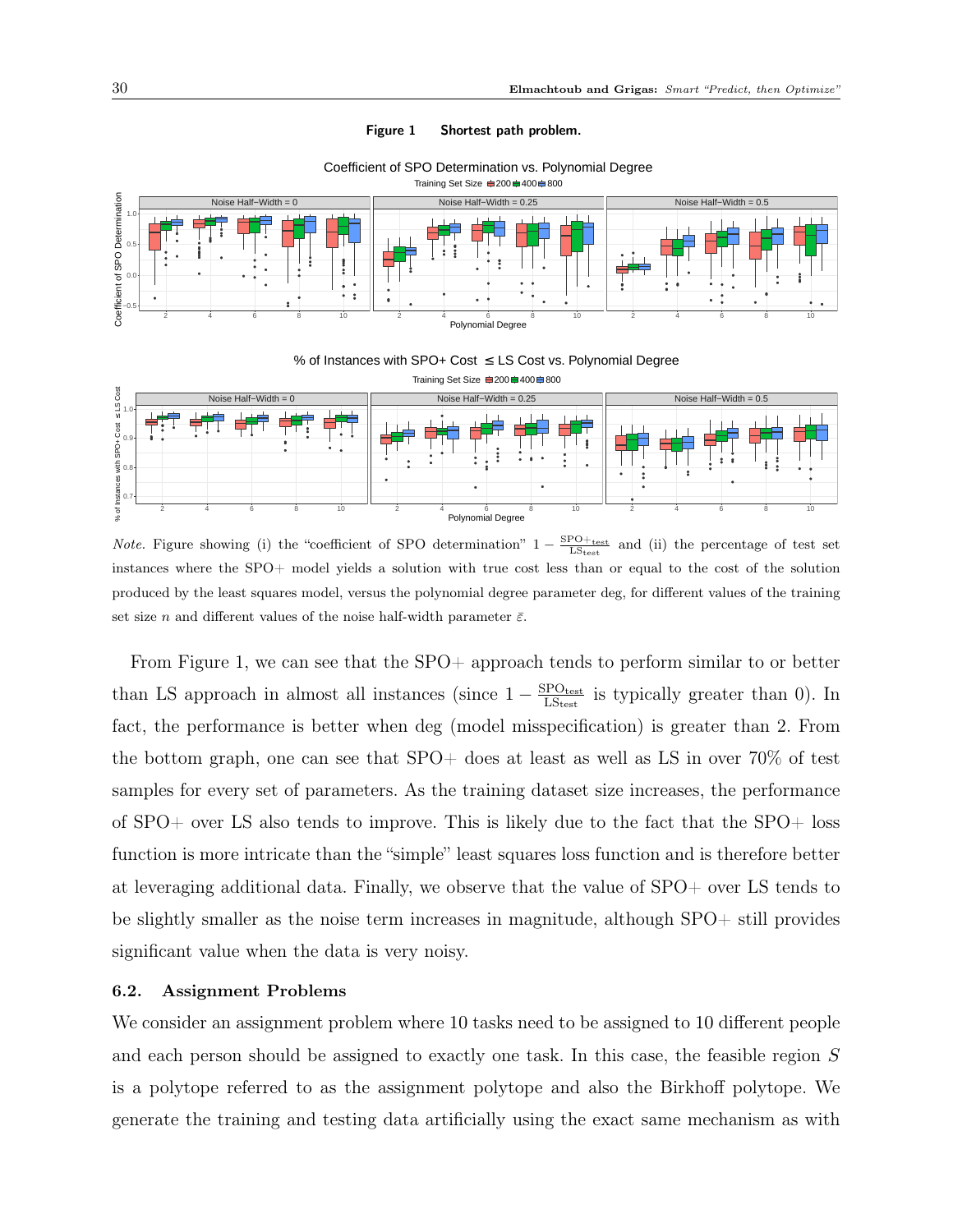**Figure 1 Shortest path problem.**

*Note.* Figure showing (i) the "coefficient of SPO determination" $1 - \frac{\text{SPO+}_{\text{test}}}{\text{LS}_{\text{test}}}$ and (ii) the percentage of test set instances where the SPO+ model yields a solution with true cost less than or equal to the cost of the solution produced by the least squares model, versus the polynomial degree parameter deg, for different values of the training set size $n$ and different values of the noise half-width parameter $\bar{\varepsilon}$.

From Figure 1, we can see that the SPO+ approach tends to perform similar to or better than LS approach in almost all instances (since $1 - \frac{\text{SPO}_{\text{test}}}{\text{LS}_{\text{test}}}$ is typically greater than 0). In fact, the performance is better when deg (model misspecification) is greater than 2. From the bottom graph, one can see that SPO+ does at least as well as LS in over 70% of test samples for every set of parameters. As the training dataset size increases, the performance of SPO+ over LS also tends to improve. This is likely due to the fact that the SPO+ loss function is more intricate than the "simple" least squares loss function and is therefore better at leveraging additional data. Finally, we observe that the value of SPO+ over LS tends to be slightly smaller as the noise term increases in magnitude, although SPO+ still provides significant value when the data is very noisy.

### 6.2. Assignment Problems

We consider an assignment problem where 10 tasks need to be assigned to 10 different people and each person should be assigned to exactly one task. In this case, the feasible region $S$ is a polytope referred to as the assignment polytope and also the Birkhoff polytope. We generate the training and testing data artificially using the exact same mechanism as with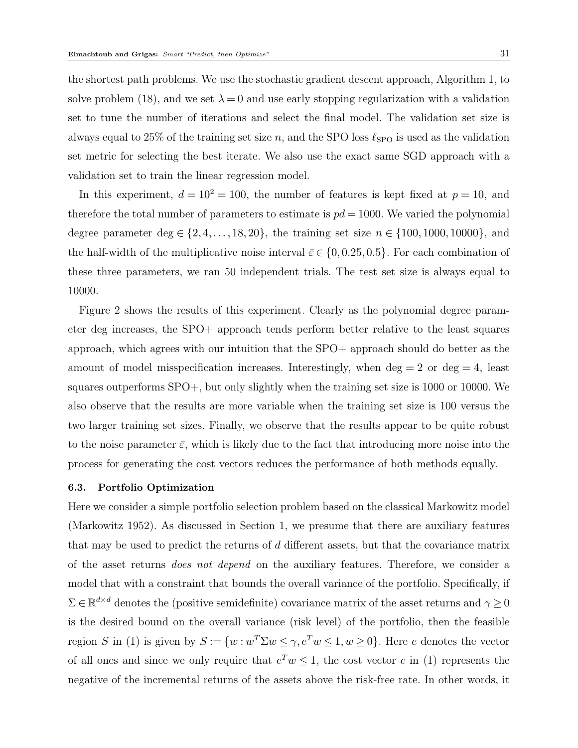the shortest path problems. We use the stochastic gradient descent approach, Algorithm 1, to solve problem (18), and we set $\lambda = 0$ and use early stopping regularization with a validation set to tune the number of iterations and select the final model. The validation set size is always equal to 25% of the training set size $n$, and the SPO loss $\ell_{\text{SPO}}$ is used as the validation set metric for selecting the best iterate. We also use the exact same SGD approach with a validation set to train the linear regression model.

In this experiment, $d = 10^2 = 100$, the number of features is kept fixed at $p = 10$, and therefore the total number of parameters to estimate is $pd = 1000$. We varied the polynomial degree parameter $\deg \in \{2, 4, \ldots, 18, 20\}$, the training set size $n \in \{100, 1000, 10000\}$, and the half-width of the multiplicative noise interval $\bar{\varepsilon} \in \{0, 0.25, 0.5\}$. For each combination of these three parameters, we ran 50 independent trials. The test set size is always equal to 10000.

Figure 2 shows the results of this experiment. Clearly as the polynomial degree parameter deg increases, the SPO+ approach tends perform better relative to the least squares approach, which agrees with our intuition that the SPO+ approach should do better as the amount of model misspecification increases. Interestingly, when $\deg = 2$ or $\deg = 4$, least squares outperforms SPO+, but only slightly when the training set size is 1000 or 10000. We also observe that the results are more variable when the training set size is 100 versus the two larger training set sizes. Finally, we observe that the results appear to be quite robust to the noise parameter $\bar{\varepsilon}$, which is likely due to the fact that introducing more noise into the process for generating the cost vectors reduces the performance of both methods equally.

### 6.3. Portfolio Optimization

Here we consider a simple portfolio selection problem based on the classical Markowitz model (Markowitz 1952). As discussed in Section 1, we presume that there are auxiliary features that may be used to predict the returns of $d$ different assets, but that the covariance matrix of the asset returns *does not depend* on the auxiliary features. Therefore, we consider a model that with a constraint that bounds the overall variance of the portfolio. Specifically, if $\Sigma \in \mathbb{R}^{d \times d}$ denotes the (positive semidefinite) covariance matrix of the asset returns and $\gamma \geq 0$ is the desired bound on the overall variance (risk level) of the portfolio, then the feasible region $S$ in (1) is given by $S := \{w : w^T \Sigma w \leq \gamma, e^T w \leq 1, w \geq 0\}$. Here $e$ denotes the vector of all ones and since we only require that $e^T w \leq 1$, the cost vector $c$ in (1) represents the negative of the incremental returns of the assets above the risk-free rate. In other words, it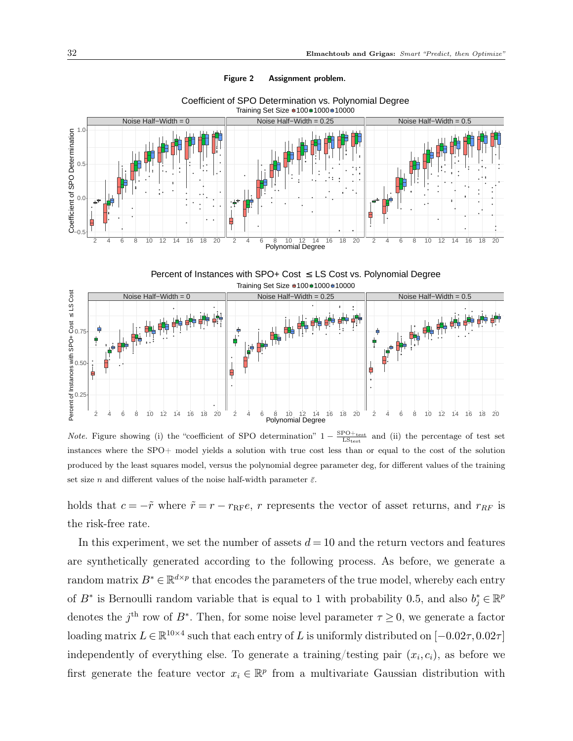**Figure 2 Assignment problem.**

Coefficient of SPO Determination vs. Polynomial Degree

Training Set Size 100 1000 10000

Noise Half−Width = 0

Noise Half−Width = 0.25

Noise Half−Width = 0.5

Coefficient of SPO Determination

1.0

0.5

0.0

−0.5

2 4 6 8 10 12 14 16 18 20

Polynomial Degree

Percent of Instances with SPO+ Cost ≤ LS Cost vs. Polynomial Degree

Training Set Size 100 1000 10000

Noise Half−Width = 0

Noise Half−Width = 0.25

Noise Half−Width = 0.5

Percent of Instances with SPO+ Cost ≤ LS Cost

0.75

0.50

0.25

2 4 6 8 10 12 14 16 18 20

Polynomial Degree

*Note.* Figure showing (i) the "coefficient of SPO determination" $1 - \frac{\text{SPO+}_{\text{test}}}{\text{LS}_{\text{test}}}$ and (ii) the percentage of test set instances where the SPO+ model yields a solution with true cost less than or equal to the cost of the solution produced by the least squares model, versus the polynomial degree parameter deg, for different values of the training set size $n$ and different values of the noise half-width parameter $\bar{\varepsilon}$.

holds that $c = -\tilde{r}$ where $\tilde{r} = r - r_{\text{RF}}e$, $r$ represents the vector of asset returns, and $r_{RF}$ is the risk-free rate.

In this experiment, we set the number of assets $d = 10$ and the return vectors and features are synthetically generated according to the following process. As before, we generate a random matrix $B^* \in \mathbb{R}^{d\times p}$ that encodes the parameters of the true model, whereby each entry of $B^*$ is Bernoulli random variable that is equal to 1 with probability 0.5, and also $b_j^* \in \mathbb{R}^p$ denotes the $j^{\text{th}}$ row of $B^*$. Then, for some noise level parameter $\tau \geq 0$, we generate a factor loading matrix $L \in \mathbb{R}^{10\times 4}$ such that each entry of $L$ is uniformly distributed on $[-0.02\tau, 0.02\tau]$ independently of everything else. To generate a training/testing pair $(x_i, c_i)$, as before we first generate the feature vector $x_i \in \mathbb{R}^p$ from a multivariate Gaussian distribution with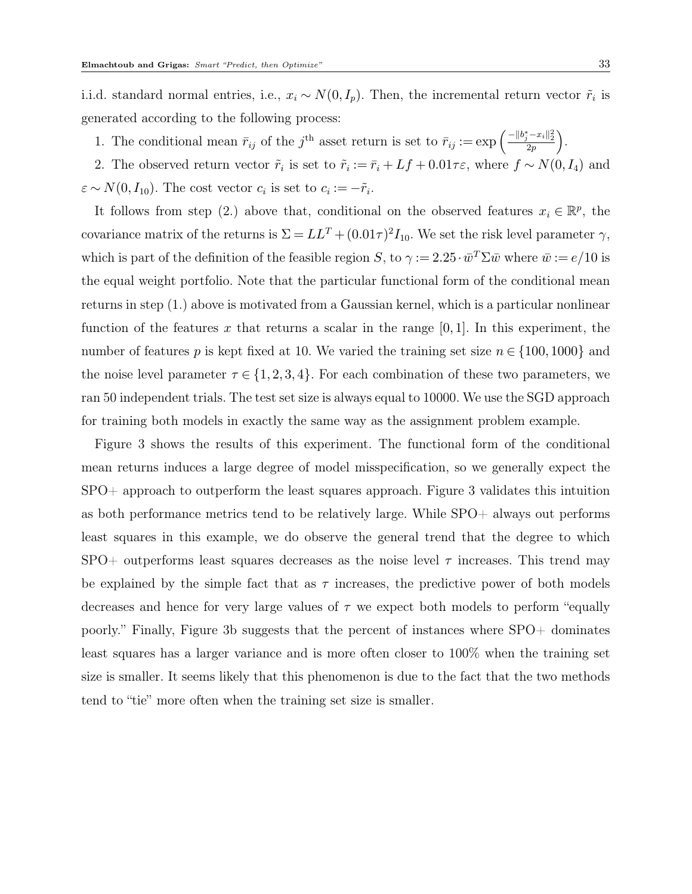i.i.d. standard normal entries, i.e., $x_i \sim N(0, I_p)$. Then, the incremental return vector $\tilde{r}_i$ is generated according to the following process:

1. The conditional mean $\bar{r}_{ij}$ of the $j^{\text{th}}$ asset return is set to $\bar{r}_{ij} := \exp\left(\frac{-\|b_j^* - x_i\|_2^2}{2p}\right)$.

2. The observed return vector $\tilde{r}_i$ is set to $\tilde{r}_i := \bar{r}_i + Lf + 0.01\tau\varepsilon$, where $f \sim N(0, I_4)$ and $\varepsilon \sim N(0, I_{10})$. The cost vector $c_i$ is set to $c_i := -\tilde{r}_i$.

It follows from step (2.) above that, conditional on the observed features $x_i \in \mathbb{R}^p$, the covariance matrix of the returns is $\Sigma = LL^T + (0.01\tau)^2 I_{10}$. We set the risk level parameter $\gamma$, which is part of the definition of the feasible region $S$, to $\gamma := 2.25 \cdot \bar{w}^T \Sigma \bar{w}$ where $\bar{w} := e/10$ is the equal weight portfolio. Note that the particular functional form of the conditional mean returns in step (1.) above is motivated from a Gaussian kernel, which is a particular nonlinear function of the features $x$ that returns a scalar in the range $[0, 1]$. In this experiment, the number of features $p$ is kept fixed at 10. We varied the training set size $n \in \{100, 1000\}$ and the noise level parameter $\tau \in \{1, 2, 3, 4\}$. For each combination of these two parameters, we ran 50 independent trials. The test set size is always equal to 10000. We use the SGD approach for training both models in exactly the same way as the assignment problem example.

Figure 3 shows the results of this experiment. The functional form of the conditional mean returns induces a large degree of model misspecification, so we generally expect the SPO+ approach to outperform the least squares approach. Figure 3 validates this intuition as both performance metrics tend to be relatively large. While SPO+ always out performs least squares in this example, we do observe the general trend that the degree to which SPO+ outperforms least squares decreases as the noise level $\tau$ increases. This trend may be explained by the simple fact that as $\tau$ increases, the predictive power of both models decreases and hence for very large values of $\tau$ we expect both models to perform "equally poorly." Finally, Figure 3b suggests that the percent of instances where SPO+ dominates least squares has a larger variance and is more often closer to 100% when the training set size is smaller. It seems likely that this phenomenon is due to the fact that the two methods tend to "tie" more often when the training set size is smaller.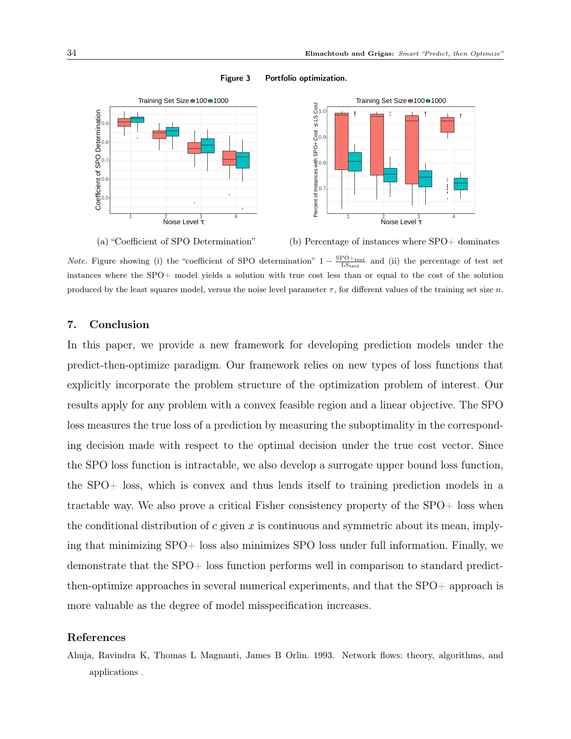**Figure 3 Portfolio optimization.**

Training Set Size 100 1000

Coefficient of SPO Determination

0.9
0.8
0.7
0.6
0.5

1 2 3 4

Noise Level τ

Training Set Size 100 1000

Percent of Instances with SPO+ Cost ≤ LS Cost

1.0
0.9
0.8
0.7

1 2 3 4

Noise Level τ

(a) "Coefficient of SPO Determination"

(b) Percentage of instances where SPO+ dominates

*Note.* Figure showing (i) the "coefficient of SPO determination" $1 - \frac{\text{SPO+}_{\text{test}}}{\text{LS}_{\text{test}}}$ and (ii) the percentage of test set instances where the SPO+ model yields a solution with true cost less than or equal to the cost of the solution produced by the least squares model, versus the noise level parameter $\tau$, for different values of the training set size $n$.

## 7. Conclusion

In this paper, we provide a new framework for developing prediction models under the predict-then-optimize paradigm. Our framework relies on new types of loss functions that explicitly incorporate the problem structure of the optimization problem of interest. Our results apply for any problem with a convex feasible region and a linear objective. The SPO loss measures the true loss of a prediction by measuring the suboptimality in the corresponding decision made with respect to the optimal decision under the true cost vector. Since the SPO loss function is intractable, we also develop a surrogate upper bound loss function, the SPO+ loss, which is convex and thus lends itself to training prediction models in a tractable way. We also prove a critical Fisher consistency property of the SPO+ loss when the conditional distribution of $c$ given $x$ is continuous and symmetric about its mean, implying that minimizing SPO+ loss also minimizes SPO loss under full information. Finally, we demonstrate that the SPO+ loss function performs well in comparison to standard predict-then-optimize approaches in several numerical experiments, and that the SPO+ approach is more valuable as the degree of model misspecification increases.

## References

Ahuja, Ravindra K, Thomas L Magnanti, James B Orlin. 1993. Network flows: theory, algorithms, and applications .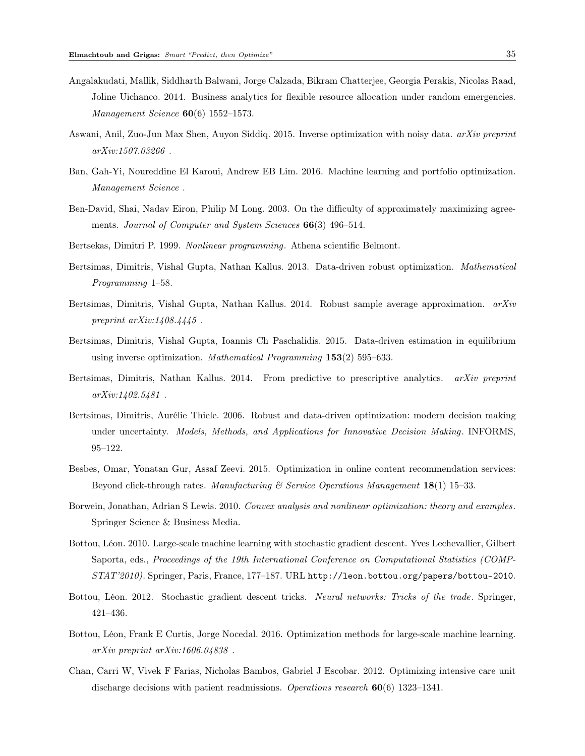Angalakudati, Mallik, Siddharth Balwani, Jorge Calzada, Bikram Chatterjee, Georgia Perakis, Nicolas Raad, Joline Uichanco. 2014. Business analytics for flexible resource allocation under random emergencies. *Management Science* **60**(6) 1552–1573.

Aswani, Anil, Zuo-Jun Max Shen, Auyon Siddiq. 2015. Inverse optimization with noisy data. *arXiv preprint arXiv:1507.03266* .

Ban, Gah-Yi, Noureddine El Karoui, Andrew EB Lim. 2016. Machine learning and portfolio optimization. *Management Science* .

Ben-David, Shai, Nadav Eiron, Philip M Long. 2003. On the difficulty of approximately maximizing agreements. *Journal of Computer and System Sciences* **66**(3) 496–514.

Bertsekas, Dimitri P. 1999. *Nonlinear programming*. Athena scientific Belmont.

Bertsimas, Dimitris, Vishal Gupta, Nathan Kallus. 2013. Data-driven robust optimization. *Mathematical Programming* 1–58.

Bertsimas, Dimitris, Vishal Gupta, Nathan Kallus. 2014. Robust sample average approximation. *arXiv preprint arXiv:1408.4445* .

Bertsimas, Dimitris, Vishal Gupta, Ioannis Ch Paschalidis. 2015. Data-driven estimation in equilibrium using inverse optimization. *Mathematical Programming* **153**(2) 595–633.

Bertsimas, Dimitris, Nathan Kallus. 2014. From predictive to prescriptive analytics. *arXiv preprint arXiv:1402.5481* .

Bertsimas, Dimitris, Aurélie Thiele. 2006. Robust and data-driven optimization: modern decision making under uncertainty. *Models, Methods, and Applications for Innovative Decision Making*. INFORMS, 95–122.

Besbes, Omar, Yonatan Gur, Assaf Zeevi. 2015. Optimization in online content recommendation services: Beyond click-through rates. *Manufacturing & Service Operations Management* **18**(1) 15–33.

Borwein, Jonathan, Adrian S Lewis. 2010. *Convex analysis and nonlinear optimization: theory and examples*. Springer Science & Business Media.

Bottou, Léon. 2010. Large-scale machine learning with stochastic gradient descent. Yves Lechevallier, Gilbert Saporta, eds., *Proceedings of the 19th International Conference on Computational Statistics (COMPSTAT'2010)*. Springer, Paris, France, 177–187. URL `http://leon.bottou.org/papers/bottou-2010`.

Bottou, Léon. 2012. Stochastic gradient descent tricks. *Neural networks: Tricks of the trade*. Springer, 421–436.

Bottou, Léon, Frank E Curtis, Jorge Nocedal. 2016. Optimization methods for large-scale machine learning. *arXiv preprint arXiv:1606.04838* .

Chan, Carri W, Vivek F Farias, Nicholas Bambos, Gabriel J Escobar. 2012. Optimizing intensive care unit discharge decisions with patient readmissions. *Operations research* **60**(6) 1323–1341.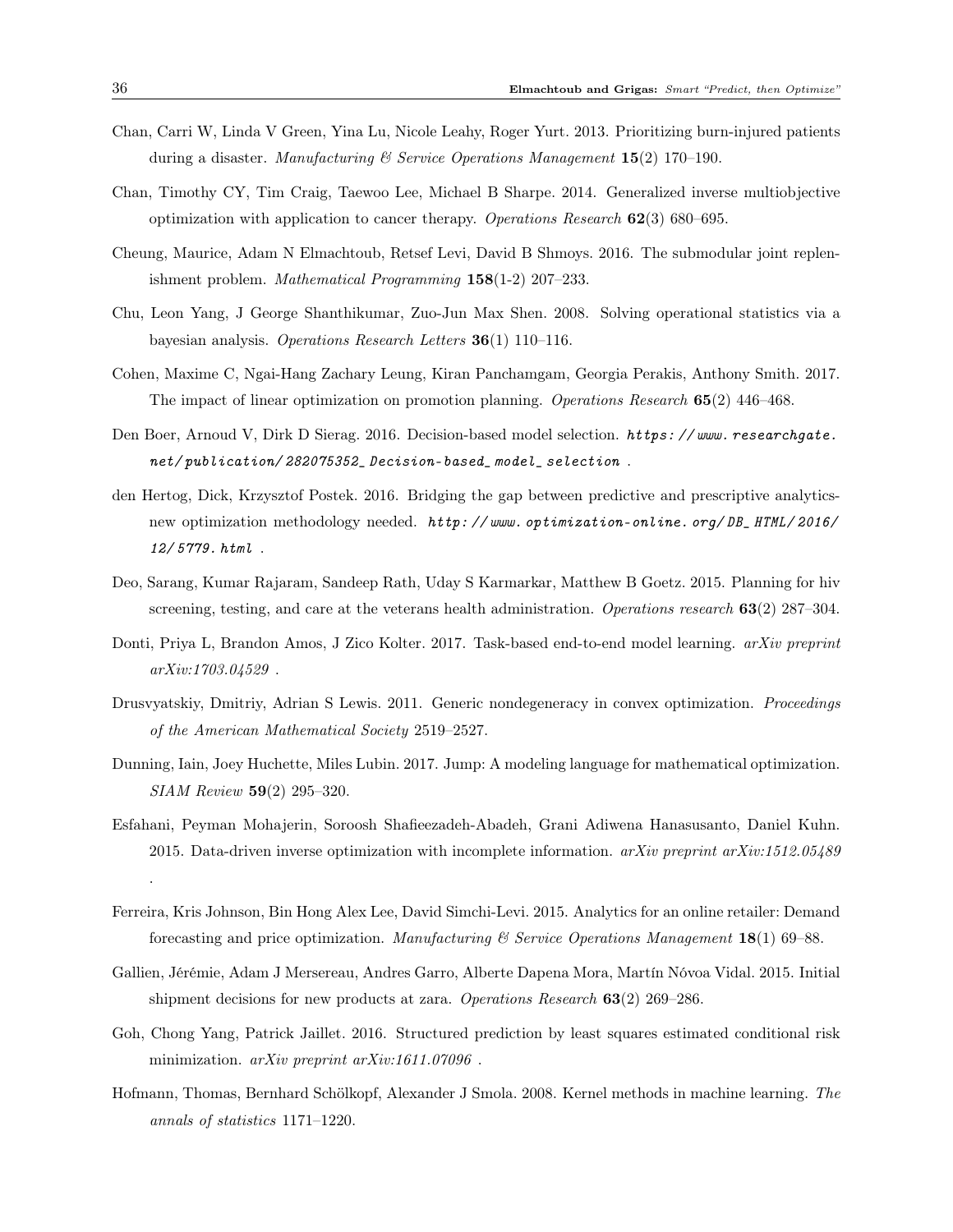Chan, Carri W, Linda V Green, Yina Lu, Nicole Leahy, Roger Yurt. 2013. Prioritizing burn-injured patients during a disaster. *Manufacturing & Service Operations Management* **15**(2) 170–190.

Chan, Timothy CY, Tim Craig, Taewoo Lee, Michael B Sharpe. 2014. Generalized inverse multiobjective optimization with application to cancer therapy. *Operations Research* **62**(3) 680–695.

Cheung, Maurice, Adam N Elmachtoub, Retsef Levi, David B Shmoys. 2016. The submodular joint replenishment problem. *Mathematical Programming* **158**(1-2) 207–233.

Chu, Leon Yang, J George Shanthikumar, Zuo-Jun Max Shen. 2008. Solving operational statistics via a bayesian analysis. *Operations Research Letters* **36**(1) 110–116.

Cohen, Maxime C, Ngai-Hang Zachary Leung, Kiran Panchamgam, Georgia Perakis, Anthony Smith. 2017. The impact of linear optimization on promotion planning. *Operations Research* **65**(2) 446–468.

Den Boer, Arnoud V, Dirk D Sierag. 2016. Decision-based model selection. *https://www.researchgate.net/publication/282075352_Decision-based_model_selection* .

den Hertog, Dick, Krzysztof Postek. 2016. Bridging the gap between predictive and prescriptive analytics-new optimization methodology needed. *http://www.optimization-online.org/DB_HTML/2016/12/5779.html* .

Deo, Sarang, Kumar Rajaram, Sandeep Rath, Uday S Karmarkar, Matthew B Goetz. 2015. Planning for hiv screening, testing, and care at the veterans health administration. *Operations research* **63**(2) 287–304.

Donti, Priya L, Brandon Amos, J Zico Kolter. 2017. Task-based end-to-end model learning. *arXiv preprint arXiv:1703.04529* .

Drusvyatskiy, Dmitriy, Adrian S Lewis. 2011. Generic nondegeneracy in convex optimization. *Proceedings of the American Mathematical Society* 2519–2527.

Dunning, Iain, Joey Huchette, Miles Lubin. 2017. Jump: A modeling language for mathematical optimization. *SIAM Review* **59**(2) 295–320.

Esfahani, Peyman Mohajerin, Soroosh Shafieezadeh-Abadeh, Grani Adiwena Hanasusanto, Daniel Kuhn. 2015. Data-driven inverse optimization with incomplete information. *arXiv preprint arXiv:1512.05489* .

Ferreira, Kris Johnson, Bin Hong Alex Lee, David Simchi-Levi. 2015. Analytics for an online retailer: Demand forecasting and price optimization. *Manufacturing & Service Operations Management* **18**(1) 69–88.

Gallien, Jérémie, Adam J Mersereau, Andres Garro, Alberte Dapena Mora, Martín Nóvoa Vidal. 2015. Initial shipment decisions for new products at zara. *Operations Research* **63**(2) 269–286.

Goh, Chong Yang, Patrick Jaillet. 2016. Structured prediction by least squares estimated conditional risk minimization. *arXiv preprint arXiv:1611.07096* .

Hofmann, Thomas, Bernhard Schölkopf, Alexander J Smola. 2008. Kernel methods in machine learning. *The annals of statistics* 1171–1220.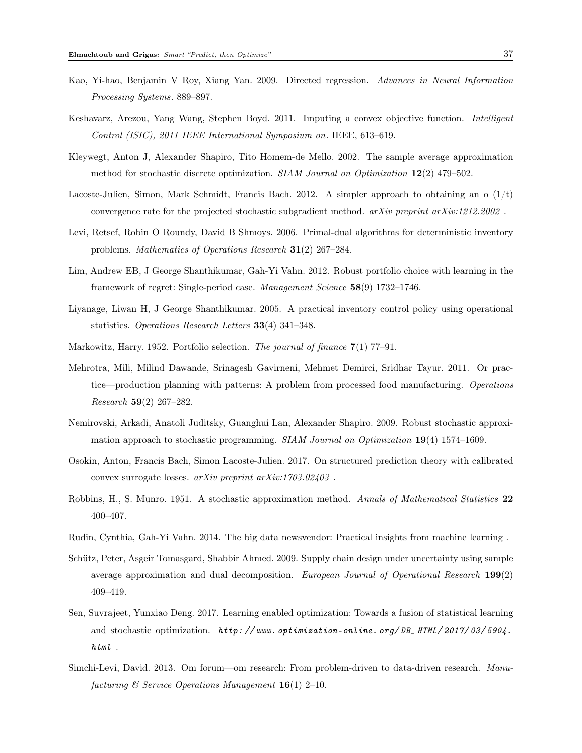Kao, Yi-hao, Benjamin V Roy, Xiang Yan. 2009. Directed regression. *Advances in Neural Information Processing Systems*. 889–897.

Keshavarz, Arezou, Yang Wang, Stephen Boyd. 2011. Imputing a convex objective function. *Intelligent Control (ISIC), 2011 IEEE International Symposium on*. IEEE, 613–619.

Kleywegt, Anton J, Alexander Shapiro, Tito Homem-de Mello. 2002. The sample average approximation method for stochastic discrete optimization. *SIAM Journal on Optimization* **12**(2) 479–502.

Lacoste-Julien, Simon, Mark Schmidt, Francis Bach. 2012. A simpler approach to obtaining an o (1/t) convergence rate for the projected stochastic subgradient method. *arXiv preprint arXiv:1212.2002* .

Levi, Retsef, Robin O Roundy, David B Shmoys. 2006. Primal-dual algorithms for deterministic inventory problems. *Mathematics of Operations Research* **31**(2) 267–284.

Lim, Andrew EB, J George Shanthikumar, Gah-Yi Vahn. 2012. Robust portfolio choice with learning in the framework of regret: Single-period case. *Management Science* **58**(9) 1732–1746.

Liyanage, Liwan H, J George Shanthikumar. 2005. A practical inventory control policy using operational statistics. *Operations Research Letters* **33**(4) 341–348.

Markowitz, Harry. 1952. Portfolio selection. *The journal of finance* **7**(1) 77–91.

Mehrotra, Mili, Milind Dawande, Srinagesh Gavirneni, Mehmet Demirci, Sridhar Tayur. 2011. Or practice—production planning with patterns: A problem from processed food manufacturing. *Operations Research* **59**(2) 267–282.

Nemirovski, Arkadi, Anatoli Juditsky, Guanghui Lan, Alexander Shapiro. 2009. Robust stochastic approximation approach to stochastic programming. *SIAM Journal on Optimization* **19**(4) 1574–1609.

Osokin, Anton, Francis Bach, Simon Lacoste-Julien. 2017. On structured prediction theory with calibrated convex surrogate losses. *arXiv preprint arXiv:1703.02403* .

Robbins, H., S. Munro. 1951. A stochastic approximation method. *Annals of Mathematical Statistics* **22** 400–407.

Rudin, Cynthia, Gah-Yi Vahn. 2014. The big data newsvendor: Practical insights from machine learning .

Schütz, Peter, Asgeir Tomasgard, Shabbir Ahmed. 2009. Supply chain design under uncertainty using sample average approximation and dual decomposition. *European Journal of Operational Research* **199**(2) 409–419.

Sen, Suvrajeet, Yunxiao Deng. 2017. Learning enabled optimization: Towards a fusion of statistical learning and stochastic optimization. *http://www.optimization-online.org/DB_HTML/2017/03/5904.html* .

Simchi-Levi, David. 2013. Om forum—om research: From problem-driven to data-driven research. *Manufacturing & Service Operations Management* **16**(1) 2–10.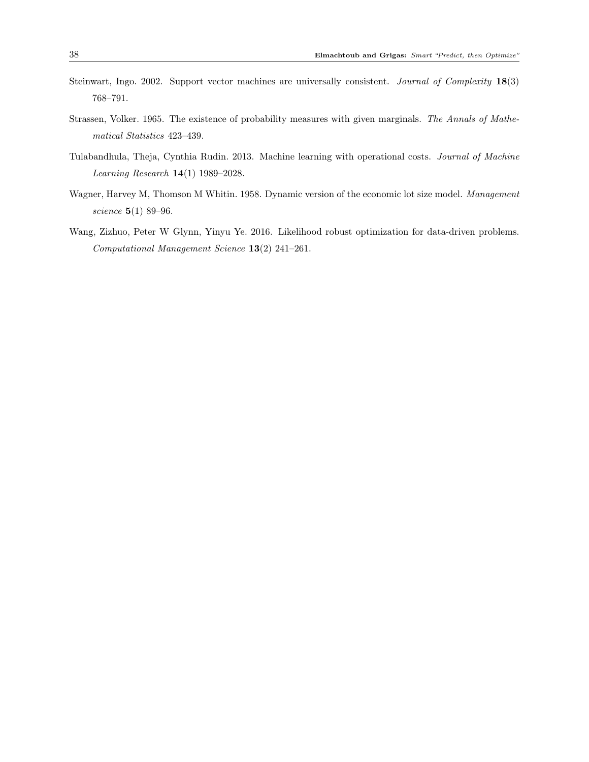Steinwart, Ingo. 2002. Support vector machines are universally consistent. *Journal of Complexity* **18**(3) 768–791.

Strassen, Volker. 1965. The existence of probability measures with given marginals. *The Annals of Mathematical Statistics* 423–439.

Tulabandhula, Theja, Cynthia Rudin. 2013. Machine learning with operational costs. *Journal of Machine Learning Research* **14**(1) 1989–2028.

Wagner, Harvey M, Thomson M Whitin. 1958. Dynamic version of the economic lot size model. *Management science* **5**(1) 89–96.

Wang, Zizhuo, Peter W Glynn, Yinyu Ye. 2016. Likelihood robust optimization for data-driven problems. *Computational Management Science* **13**(2) 241–261.